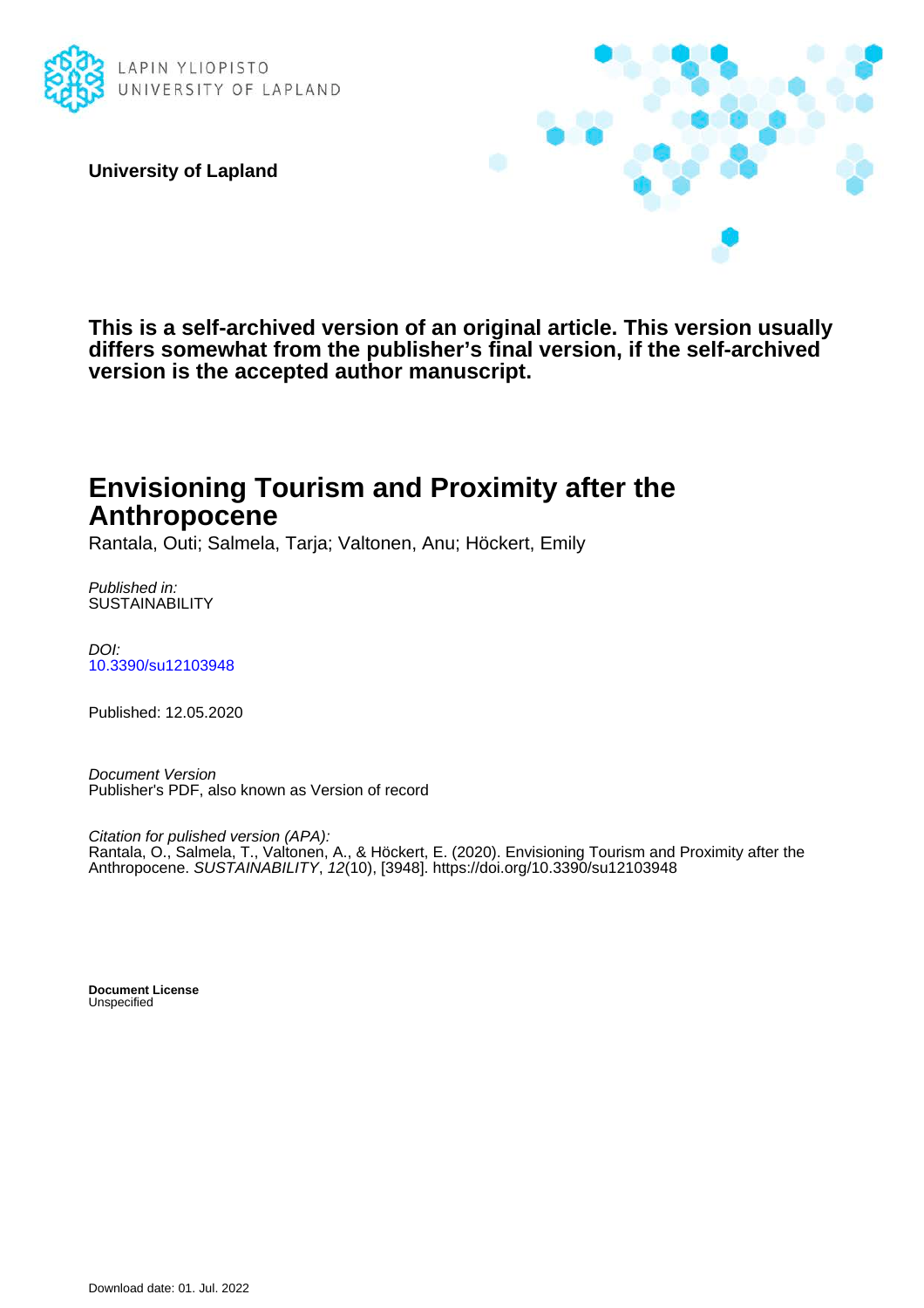LAPIN YLIOPISTO
UNIVERSITY OF LAPLAND

**University of Lapland**

**This is a self-archived version of an original article. This version usually differs somewhat from the publisher's final version, if the self-archived version is the accepted author manuscript.**

# Envisioning Tourism and Proximity after the Anthropocene

Rantala, Outi; Salmela, Tarja; Valtonen, Anu; Höckert, Emily

*Published in:*
SUSTAINABILITY

*DOI:*
10.3390/su12103948

Published: 12.05.2020

*Document Version*
Publisher's PDF, also known as Version of record

*Citation for pulished version (APA):*
Rantala, O., Salmela, T., Valtonen, A., & Höckert, E. (2020). Envisioning Tourism and Proximity after the Anthropocene. *SUSTAINABILITY*, *12*(10), [3948]. https://doi.org/10.3390/su12103948

**Document License**
Unspecified

Download date: 01. Jul. 2022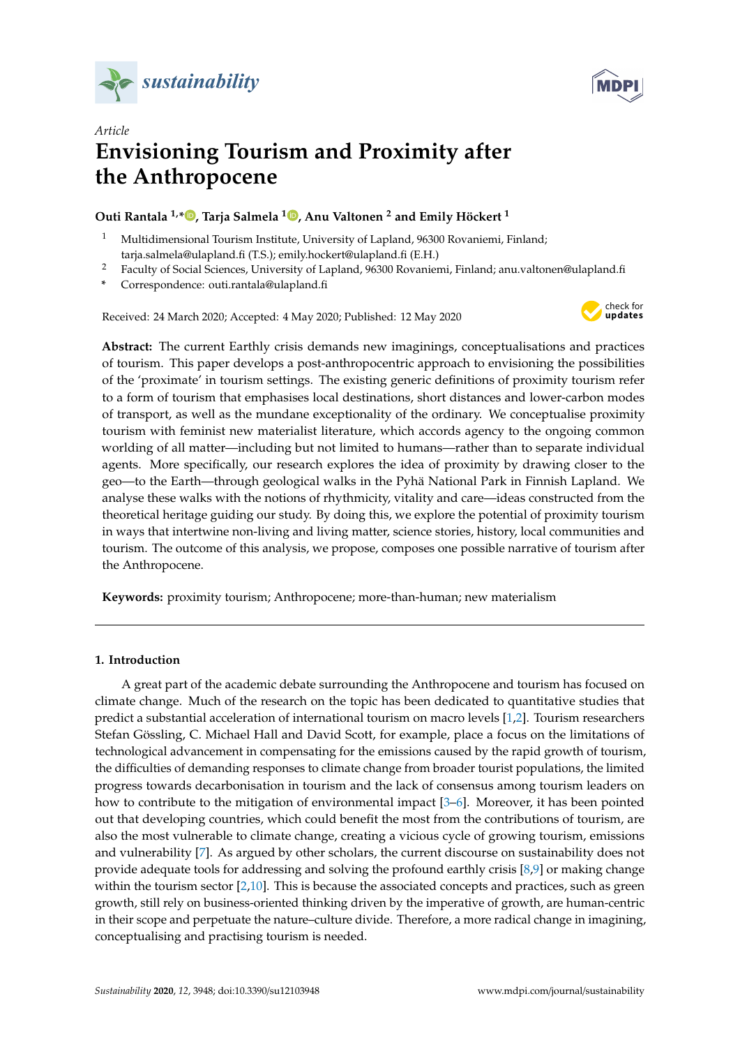# Envisioning Tourism and Proximity after the Anthropocene

**Outi Rantala [1,*], Tarja Salmela [1], Anu Valtonen [2] and Emily Höckert [1]**

[1] Multidimensional Tourism Institute, University of Lapland, 96300 Rovaniemi, Finland; tarja.salmela@ulapland.fi (T.S.); emily.hockert@ulapland.fi (E.H.)

[2] Faculty of Social Sciences, University of Lapland, 96300 Rovaniemi, Finland; anu.valtonen@ulapland.fi

\* Correspondence: outi.rantala@ulapland.fi

Received: 24 March 2020; Accepted: 4 May 2020; Published: 12 May 2020

**Abstract:** The current Earthly crisis demands new imaginings, conceptualisations and practices of tourism. This paper develops a post-anthropocentric approach to envisioning the possibilities of the 'proximate' in tourism settings. The existing generic definitions of proximity tourism refer to a form of tourism that emphasises local destinations, short distances and lower-carbon modes of transport, as well as the mundane exceptionality of the ordinary. We conceptualise proximity tourism with feminist new materialist literature, which accords agency to the ongoing common worlding of all matter—including but not limited to humans—rather than to separate individual agents. More specifically, our research explores the idea of proximity by drawing closer to the geo—to the Earth—through geological walks in the Pyhä National Park in Finnish Lapland. We analyse these walks with the notions of rhythmicity, vitality and care—ideas constructed from the theoretical heritage guiding our study. By doing this, we explore the potential of proximity tourism in ways that intertwine non-living and living matter, science stories, history, local communities and tourism. The outcome of this analysis, we propose, composes one possible narrative of tourism after the Anthropocene.

**Keywords:** proximity tourism; Anthropocene; more-than-human; new materialism

## 1. Introduction

A great part of the academic debate surrounding the Anthropocene and tourism has focused on climate change. Much of the research on the topic has been dedicated to quantitative studies that predict a substantial acceleration of international tourism on macro levels [1,2]. Tourism researchers Stefan Gössling, C. Michael Hall and David Scott, for example, place a focus on the limitations of technological advancement in compensating for the emissions caused by the rapid growth of tourism, the difficulties of demanding responses to climate change from broader tourist populations, the limited progress towards decarbonisation in tourism and the lack of consensus among tourism leaders on how to contribute to the mitigation of environmental impact [3–6]. Moreover, it has been pointed out that developing countries, which could benefit the most from the contributions of tourism, are also the most vulnerable to climate change, creating a vicious cycle of growing tourism, emissions and vulnerability [7]. As argued by other scholars, the current discourse on sustainability does not provide adequate tools for addressing and solving the profound earthly crisis [8,9] or making change within the tourism sector [2,10]. This is because the associated concepts and practices, such as green growth, still rely on business-oriented thinking driven by the imperative of growth, are human-centric in their scope and perpetuate the nature–culture divide. Therefore, a more radical change in imagining, conceptualising and practising tourism is needed.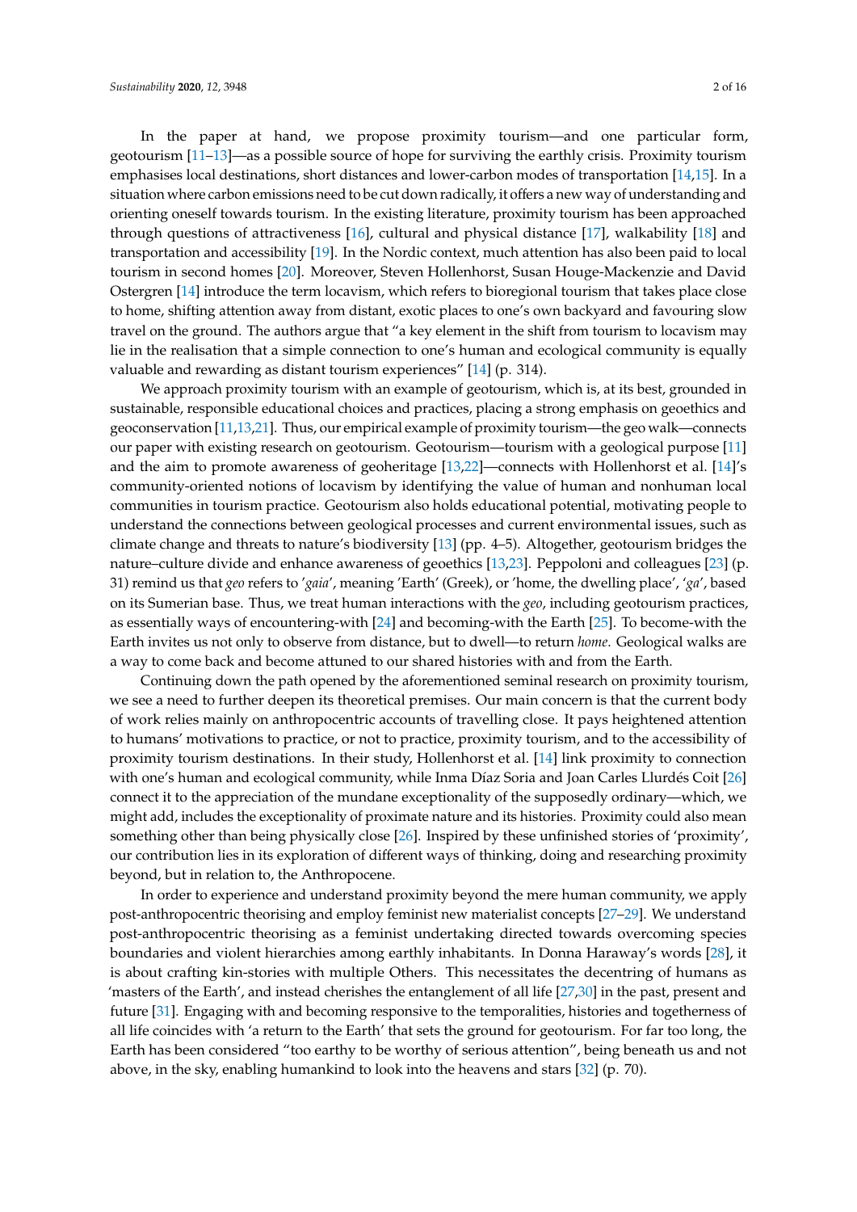In the paper at hand, we propose proximity tourism—and one particular form, geotourism [11–13]—as a possible source of hope for surviving the earthly crisis. Proximity tourism emphasises local destinations, short distances and lower-carbon modes of transportation [14,15]. In a situation where carbon emissions need to be cut down radically, it offers a new way of understanding and orienting oneself towards tourism. In the existing literature, proximity tourism has been approached through questions of attractiveness [16], cultural and physical distance [17], walkability [18] and transportation and accessibility [19]. In the Nordic context, much attention has also been paid to local tourism in second homes [20]. Moreover, Steven Hollenhorst, Susan Houge-Mackenzie and David Ostergren [14] introduce the term locavism, which refers to bioregional tourism that takes place close to home, shifting attention away from distant, exotic places to one's own backyard and favouring slow travel on the ground. The authors argue that "a key element in the shift from tourism to locavism may lie in the realisation that a simple connection to one's human and ecological community is equally valuable and rewarding as distant tourism experiences" [14] (p. 314).

We approach proximity tourism with an example of geotourism, which is, at its best, grounded in sustainable, responsible educational choices and practices, placing a strong emphasis on geoethics and geoconservation [11,13,21]. Thus, our empirical example of proximity tourism—the geo walk—connects our paper with existing research on geotourism. Geotourism—tourism with a geological purpose [11] and the aim to promote awareness of geoheritage [13,22]—connects with Hollenhorst et al. [14]'s community-oriented notions of locavism by identifying the value of human and nonhuman local communities in tourism practice. Geotourism also holds educational potential, motivating people to understand the connections between geological processes and current environmental issues, such as climate change and threats to nature's biodiversity [13] (pp. 4–5). Altogether, geotourism bridges the nature–culture divide and enhance awareness of geoethics [13,23]. Peppoloni and colleagues [23] (p. 31) remind us that *geo* refers to '*gaia*', meaning 'Earth' (Greek), or 'home, the dwelling place', '*ga*', based on its Sumerian base. Thus, we treat human interactions with the *geo*, including geotourism practices, as essentially ways of encountering-with [24] and becoming-with the Earth [25]. To become-with the Earth invites us not only to observe from distance, but to dwell—to return *home*. Geological walks are a way to come back and become attuned to our shared histories with and from the Earth.

Continuing down the path opened by the aforementioned seminal research on proximity tourism, we see a need to further deepen its theoretical premises. Our main concern is that the current body of work relies mainly on anthropocentric accounts of travelling close. It pays heightened attention to humans' motivations to practice, or not to practice, proximity tourism, and to the accessibility of proximity tourism destinations. In their study, Hollenhorst et al. [14] link proximity to connection with one's human and ecological community, while Inma Díaz Soria and Joan Carles Llurdés Coit [26] connect it to the appreciation of the mundane exceptionality of the supposedly ordinary—which, we might add, includes the exceptionality of proximate nature and its histories. Proximity could also mean something other than being physically close [26]. Inspired by these unfinished stories of 'proximity', our contribution lies in its exploration of different ways of thinking, doing and researching proximity beyond, but in relation to, the Anthropocene.

In order to experience and understand proximity beyond the mere human community, we apply post-anthropocentric theorising and employ feminist new materialist concepts [27–29]. We understand post-anthropocentric theorising as a feminist undertaking directed towards overcoming species boundaries and violent hierarchies among earthly inhabitants. In Donna Haraway's words [28], it is about crafting kin-stories with multiple Others. This necessitates the decentring of humans as 'masters of the Earth', and instead cherishes the entanglement of all life [27,30] in the past, present and future [31]. Engaging with and becoming responsive to the temporalities, histories and togetherness of all life coincides with 'a return to the Earth' that sets the ground for geotourism. For far too long, the Earth has been considered "too earthy to be worthy of serious attention", being beneath us and not above, in the sky, enabling humankind to look into the heavens and stars [32] (p. 70).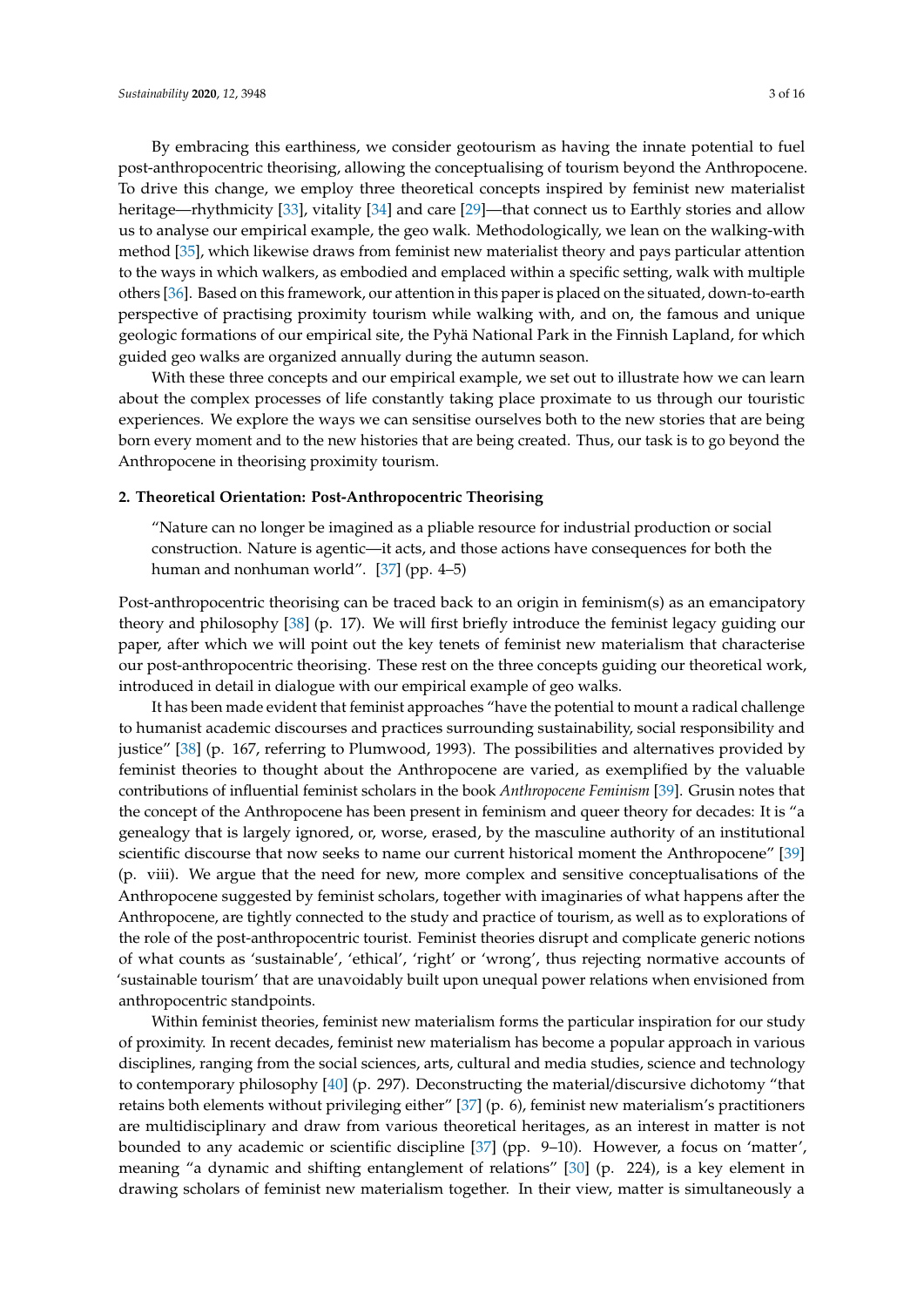By embracing this earthiness, we consider geotourism as having the innate potential to fuel post-anthropocentric theorising, allowing the conceptualising of tourism beyond the Anthropocene. To drive this change, we employ three theoretical concepts inspired by feminist new materialist heritage—rhythmicity [33], vitality [34] and care [29]—that connect us to Earthly stories and allow us to analyse our empirical example, the geo walk. Methodologically, we lean on the walking-with method [35], which likewise draws from feminist new materialist theory and pays particular attention to the ways in which walkers, as embodied and emplaced within a specific setting, walk with multiple others [36]. Based on this framework, our attention in this paper is placed on the situated, down-to-earth perspective of practising proximity tourism while walking with, and on, the famous and unique geologic formations of our empirical site, the Pyhä National Park in the Finnish Lapland, for which guided geo walks are organized annually during the autumn season.

With these three concepts and our empirical example, we set out to illustrate how we can learn about the complex processes of life constantly taking place proximate to us through our touristic experiences. We explore the ways we can sensitise ourselves both to the new stories that are being born every moment and to the new histories that are being created. Thus, our task is to go beyond the Anthropocene in theorising proximity tourism.

## 2. Theoretical Orientation: Post-Anthropocentric Theorising

> "Nature can no longer be imagined as a pliable resource for industrial production or social construction. Nature is agentic—it acts, and those actions have consequences for both the human and nonhuman world". [37] (pp. 4–5)

Post-anthropocentric theorising can be traced back to an origin in feminism(s) as an emancipatory theory and philosophy [38] (p. 17). We will first briefly introduce the feminist legacy guiding our paper, after which we will point out the key tenets of feminist new materialism that characterise our post-anthropocentric theorising. These rest on the three concepts guiding our theoretical work, introduced in detail in dialogue with our empirical example of geo walks.

It has been made evident that feminist approaches "have the potential to mount a radical challenge to humanist academic discourses and practices surrounding sustainability, social responsibility and justice" [38] (p. 167, referring to Plumwood, 1993). The possibilities and alternatives provided by feminist theories to thought about the Anthropocene are varied, as exemplified by the valuable contributions of influential feminist scholars in the book *Anthropocene Feminism* [39]. Grusin notes that the concept of the Anthropocene has been present in feminism and queer theory for decades: It is "a genealogy that is largely ignored, or, worse, erased, by the masculine authority of an institutional scientific discourse that now seeks to name our current historical moment the Anthropocene" [39] (p. viii). We argue that the need for new, more complex and sensitive conceptualisations of the Anthropocene suggested by feminist scholars, together with imaginaries of what happens after the Anthropocene, are tightly connected to the study and practice of tourism, as well as to explorations of the role of the post-anthropocentric tourist. Feminist theories disrupt and complicate generic notions of what counts as 'sustainable', 'ethical', 'right' or 'wrong', thus rejecting normative accounts of 'sustainable tourism' that are unavoidably built upon unequal power relations when envisioned from anthropocentric standpoints.

Within feminist theories, feminist new materialism forms the particular inspiration for our study of proximity. In recent decades, feminist new materialism has become a popular approach in various disciplines, ranging from the social sciences, arts, cultural and media studies, science and technology to contemporary philosophy [40] (p. 297). Deconstructing the material/discursive dichotomy "that retains both elements without privileging either" [37] (p. 6), feminist new materialism's practitioners are multidisciplinary and draw from various theoretical heritages, as an interest in matter is not bounded to any academic or scientific discipline [37] (pp. 9–10). However, a focus on 'matter', meaning "a dynamic and shifting entanglement of relations" [30] (p. 224), is a key element in drawing scholars of feminist new materialism together. In their view, matter is simultaneously a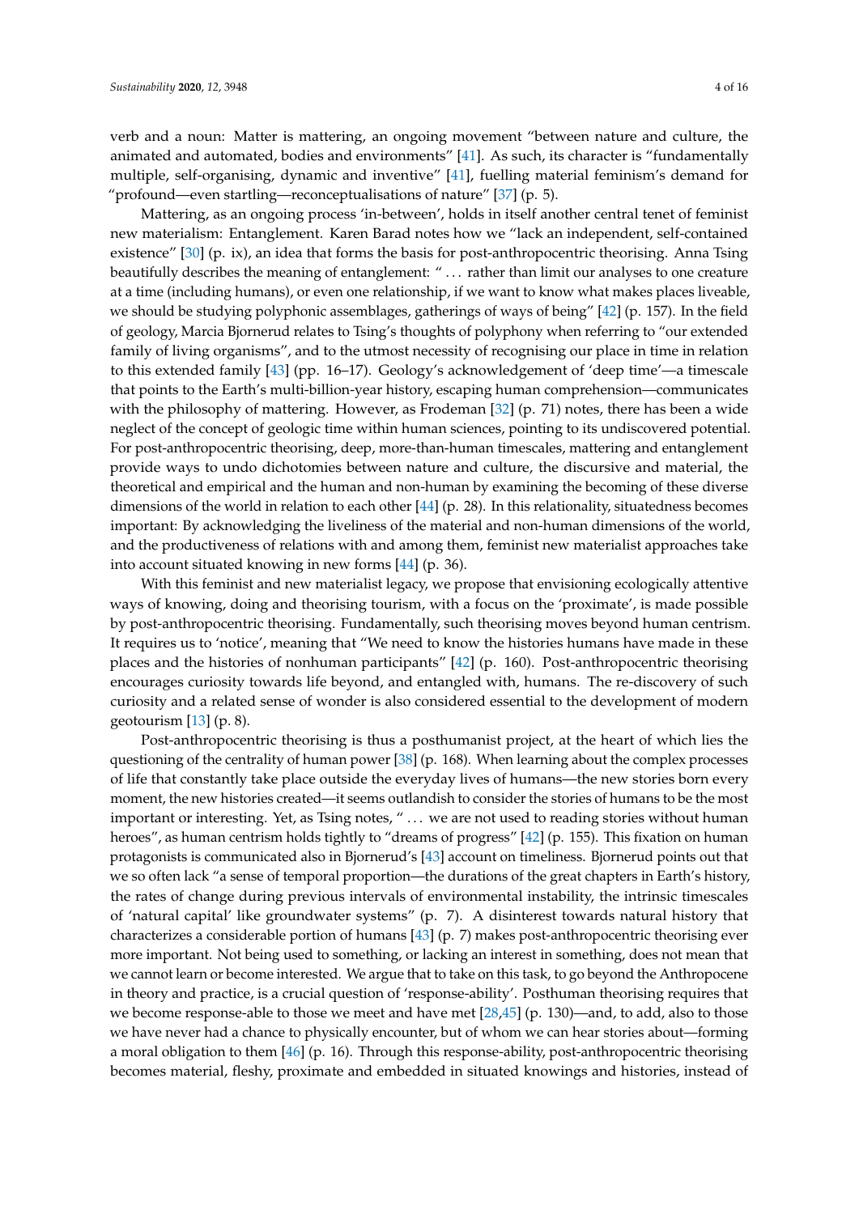verb and a noun: Matter is mattering, an ongoing movement "between nature and culture, the animated and automated, bodies and environments" [41]. As such, its character is "fundamentally multiple, self-organising, dynamic and inventive" [41], fuelling material feminism's demand for "profound—even startling—reconceptualisations of nature" [37] (p. 5).

Mattering, as an ongoing process 'in-between', holds in itself another central tenet of feminist new materialism: Entanglement. Karen Barad notes how we "lack an independent, self-contained existence" [30] (p. ix), an idea that forms the basis for post-anthropocentric theorising. Anna Tsing beautifully describes the meaning of entanglement: " ... rather than limit our analyses to one creature at a time (including humans), or even one relationship, if we want to know what makes places liveable, we should be studying polyphonic assemblages, gatherings of ways of being" [42] (p. 157). In the field of geology, Marcia Bjornerud relates to Tsing's thoughts of polyphony when referring to "our extended family of living organisms", and to the utmost necessity of recognising our place in time in relation to this extended family [43] (pp. 16–17). Geology's acknowledgement of 'deep time'—a timescale that points to the Earth's multi-billion-year history, escaping human comprehension—communicates with the philosophy of mattering. However, as Frodeman [32] (p. 71) notes, there has been a wide neglect of the concept of geologic time within human sciences, pointing to its undiscovered potential. For post-anthropocentric theorising, deep, more-than-human timescales, mattering and entanglement provide ways to undo dichotomies between nature and culture, the discursive and material, the theoretical and empirical and the human and non-human by examining the becoming of these diverse dimensions of the world in relation to each other [44] (p. 28). In this relationality, situatedness becomes important: By acknowledging the liveliness of the material and non-human dimensions of the world, and the productiveness of relations with and among them, feminist new materialist approaches take into account situated knowing in new forms [44] (p. 36).

With this feminist and new materialist legacy, we propose that envisioning ecologically attentive ways of knowing, doing and theorising tourism, with a focus on the 'proximate', is made possible by post-anthropocentric theorising. Fundamentally, such theorising moves beyond human centrism. It requires us to 'notice', meaning that "We need to know the histories humans have made in these places and the histories of nonhuman participants" [42] (p. 160). Post-anthropocentric theorising encourages curiosity towards life beyond, and entangled with, humans. The re-discovery of such curiosity and a related sense of wonder is also considered essential to the development of modern geotourism [13] (p. 8).

Post-anthropocentric theorising is thus a posthumanist project, at the heart of which lies the questioning of the centrality of human power [38] (p. 168). When learning about the complex processes of life that constantly take place outside the everyday lives of humans—the new stories born every moment, the new histories created—it seems outlandish to consider the stories of humans to be the most important or interesting. Yet, as Tsing notes, " ... we are not used to reading stories without human heroes", as human centrism holds tightly to "dreams of progress" [42] (p. 155). This fixation on human protagonists is communicated also in Bjornerud's [43] account on timeliness. Bjornerud points out that we so often lack "a sense of temporal proportion—the durations of the great chapters in Earth's history, the rates of change during previous intervals of environmental instability, the intrinsic timescales of 'natural capital' like groundwater systems" (p. 7). A disinterest towards natural history that characterizes a considerable portion of humans [43] (p. 7) makes post-anthropocentric theorising ever more important. Not being used to something, or lacking an interest in something, does not mean that we cannot learn or become interested. We argue that to take on this task, to go beyond the Anthropocene in theory and practice, is a crucial question of 'response-ability'. Posthuman theorising requires that we become response-able to those we meet and have met [28,45] (p. 130)—and, to add, also to those we have never had a chance to physically encounter, but of whom we can hear stories about—forming a moral obligation to them [46] (p. 16). Through this response-ability, post-anthropocentric theorising becomes material, fleshy, proximate and embedded in situated knowings and histories, instead of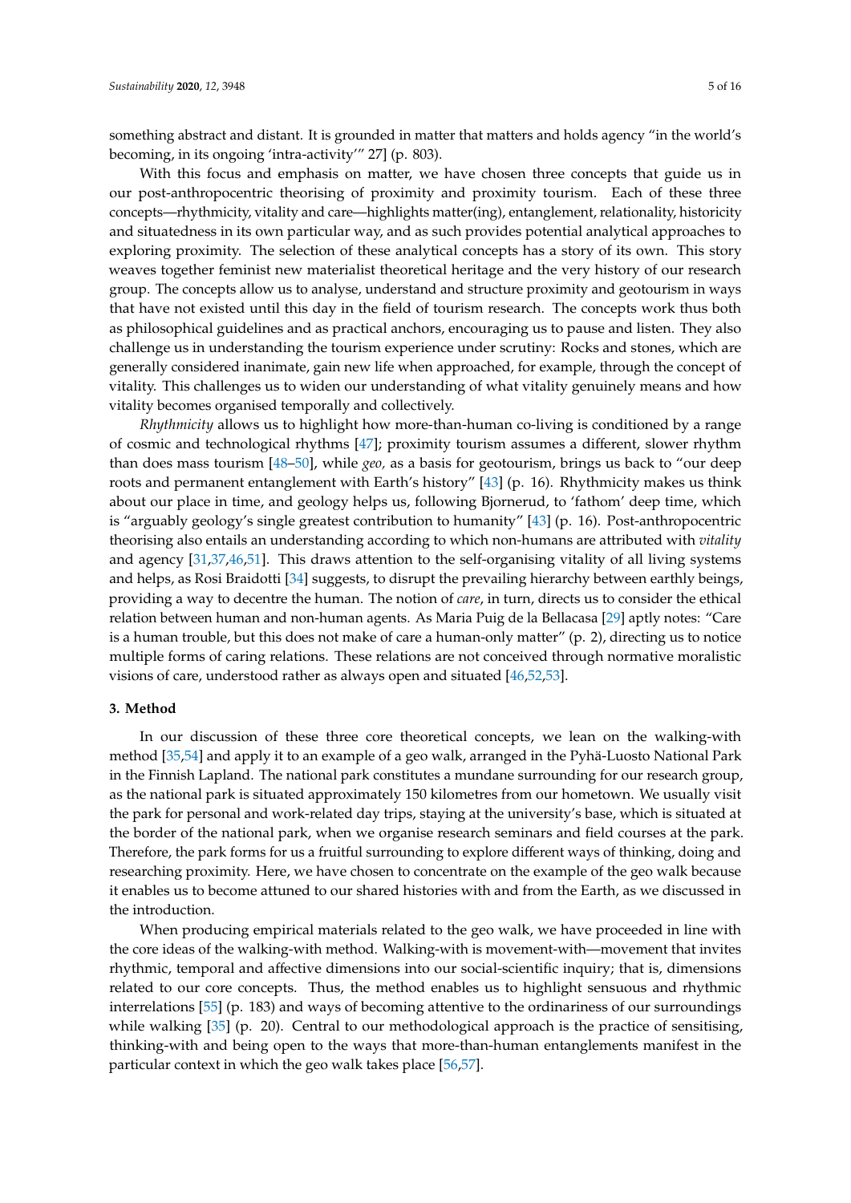something abstract and distant. It is grounded in matter that matters and holds agency "in the world's becoming, in its ongoing 'intra-activity'" 27] (p. 803).

With this focus and emphasis on matter, we have chosen three concepts that guide us in our post-anthropocentric theorising of proximity and proximity tourism. Each of these three concepts—rhythmicity, vitality and care—highlights matter(ing), entanglement, relationality, historicity and situatedness in its own particular way, and as such provides potential analytical approaches to exploring proximity. The selection of these analytical concepts has a story of its own. This story weaves together feminist new materialist theoretical heritage and the very history of our research group. The concepts allow us to analyse, understand and structure proximity and geotourism in ways that have not existed until this day in the field of tourism research. The concepts work thus both as philosophical guidelines and as practical anchors, encouraging us to pause and listen. They also challenge us in understanding the tourism experience under scrutiny: Rocks and stones, which are generally considered inanimate, gain new life when approached, for example, through the concept of vitality. This challenges us to widen our understanding of what vitality genuinely means and how vitality becomes organised temporally and collectively.

*Rhythmicity* allows us to highlight how more-than-human co-living is conditioned by a range of cosmic and technological rhythms [47]; proximity tourism assumes a different, slower rhythm than does mass tourism [48–50], while *geo,* as a basis for geotourism, brings us back to "our deep roots and permanent entanglement with Earth's history" [43] (p. 16). Rhythmicity makes us think about our place in time, and geology helps us, following Bjornerud, to 'fathom' deep time, which is "arguably geology's single greatest contribution to humanity" [43] (p. 16). Post-anthropocentric theorising also entails an understanding according to which non-humans are attributed with *vitality* and agency [31,37,46,51]. This draws attention to the self-organising vitality of all living systems and helps, as Rosi Braidotti [34] suggests, to disrupt the prevailing hierarchy between earthly beings, providing a way to decentre the human. The notion of *care*, in turn, directs us to consider the ethical relation between human and non-human agents. As Maria Puig de la Bellacasa [29] aptly notes: "Care is a human trouble, but this does not make of care a human-only matter" (p. 2), directing us to notice multiple forms of caring relations. These relations are not conceived through normative moralistic visions of care, understood rather as always open and situated [46,52,53].

## 3. Method

In our discussion of these three core theoretical concepts, we lean on the walking-with method [35,54] and apply it to an example of a geo walk, arranged in the Pyhä-Luosto National Park in the Finnish Lapland. The national park constitutes a mundane surrounding for our research group, as the national park is situated approximately 150 kilometres from our hometown. We usually visit the park for personal and work-related day trips, staying at the university's base, which is situated at the border of the national park, when we organise research seminars and field courses at the park. Therefore, the park forms for us a fruitful surrounding to explore different ways of thinking, doing and researching proximity. Here, we have chosen to concentrate on the example of the geo walk because it enables us to become attuned to our shared histories with and from the Earth, as we discussed in the introduction.

When producing empirical materials related to the geo walk, we have proceeded in line with the core ideas of the walking-with method. Walking-with is movement-with—movement that invites rhythmic, temporal and affective dimensions into our social-scientific inquiry; that is, dimensions related to our core concepts. Thus, the method enables us to highlight sensuous and rhythmic interrelations [55] (p. 183) and ways of becoming attentive to the ordinariness of our surroundings while walking [35] (p. 20). Central to our methodological approach is the practice of sensitising, thinking-with and being open to the ways that more-than-human entanglements manifest in the particular context in which the geo walk takes place [56,57].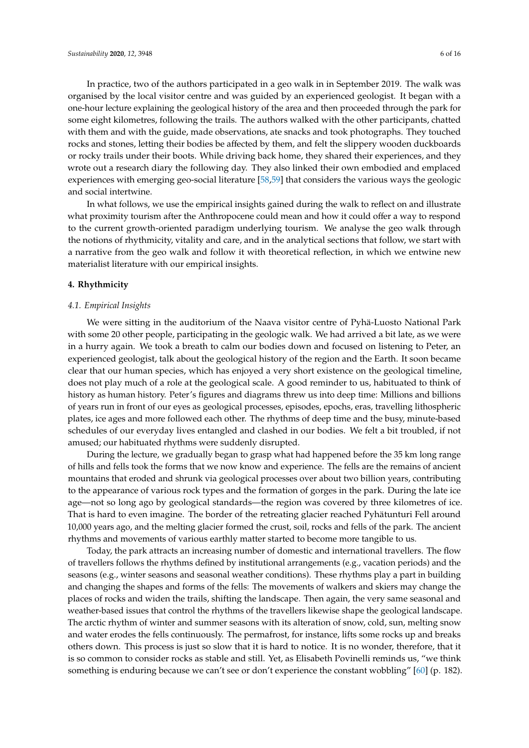In practice, two of the authors participated in a geo walk in in September 2019. The walk was organised by the local visitor centre and was guided by an experienced geologist. It began with a one-hour lecture explaining the geological history of the area and then proceeded through the park for some eight kilometres, following the trails. The authors walked with the other participants, chatted with them and with the guide, made observations, ate snacks and took photographs. They touched rocks and stones, letting their bodies be affected by them, and felt the slippery wooden duckboards or rocky trails under their boots. While driving back home, they shared their experiences, and they wrote out a research diary the following day. They also linked their own embodied and emplaced experiences with emerging geo-social literature [58,59] that considers the various ways the geologic and social intertwine.

In what follows, we use the empirical insights gained during the walk to reflect on and illustrate what proximity tourism after the Anthropocene could mean and how it could offer a way to respond to the current growth-oriented paradigm underlying tourism. We analyse the geo walk through the notions of rhythmicity, vitality and care, and in the analytical sections that follow, we start with a narrative from the geo walk and follow it with theoretical reflection, in which we entwine new materialist literature with our empirical insights.

## 4. Rhythmicity

### *4.1. Empirical Insights*

We were sitting in the auditorium of the Naava visitor centre of Pyhä-Luosto National Park with some 20 other people, participating in the geologic walk. We had arrived a bit late, as we were in a hurry again. We took a breath to calm our bodies down and focused on listening to Peter, an experienced geologist, talk about the geological history of the region and the Earth. It soon became clear that our human species, which has enjoyed a very short existence on the geological timeline, does not play much of a role at the geological scale. A good reminder to us, habituated to think of history as human history. Peter's figures and diagrams threw us into deep time: Millions and billions of years run in front of our eyes as geological processes, episodes, epochs, eras, travelling lithospheric plates, ice ages and more followed each other. The rhythms of deep time and the busy, minute-based schedules of our everyday lives entangled and clashed in our bodies. We felt a bit troubled, if not amused; our habituated rhythms were suddenly disrupted.

During the lecture, we gradually began to grasp what had happened before the 35 km long range of hills and fells took the forms that we now know and experience. The fells are the remains of ancient mountains that eroded and shrunk via geological processes over about two billion years, contributing to the appearance of various rock types and the formation of gorges in the park. During the late ice age—not so long ago by geological standards—the region was covered by three kilometres of ice. That is hard to even imagine. The border of the retreating glacier reached Pyhätunturi Fell around 10,000 years ago, and the melting glacier formed the crust, soil, rocks and fells of the park. The ancient rhythms and movements of various earthly matter started to become more tangible to us.

Today, the park attracts an increasing number of domestic and international travellers. The flow of travellers follows the rhythms defined by institutional arrangements (e.g., vacation periods) and the seasons (e.g., winter seasons and seasonal weather conditions). These rhythms play a part in building and changing the shapes and forms of the fells: The movements of walkers and skiers may change the places of rocks and widen the trails, shifting the landscape. Then again, the very same seasonal and weather-based issues that control the rhythms of the travellers likewise shape the geological landscape. The arctic rhythm of winter and summer seasons with its alteration of snow, cold, sun, melting snow and water erodes the fells continuously. The permafrost, for instance, lifts some rocks up and breaks others down. This process is just so slow that it is hard to notice. It is no wonder, therefore, that it is so common to consider rocks as stable and still. Yet, as Elisabeth Povinelli reminds us, "we think something is enduring because we can't see or don't experience the constant wobbling" [60] (p. 182).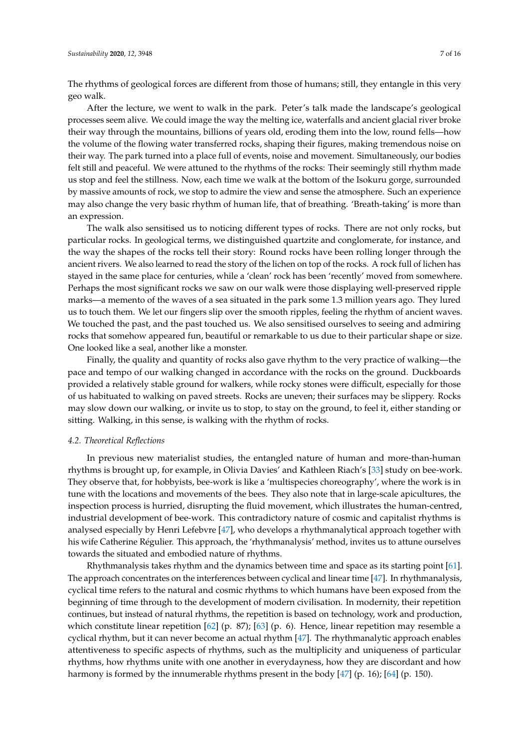The rhythms of geological forces are different from those of humans; still, they entangle in this very geo walk.

After the lecture, we went to walk in the park. Peter's talk made the landscape's geological processes seem alive. We could image the way the melting ice, waterfalls and ancient glacial river broke their way through the mountains, billions of years old, eroding them into the low, round fells—how the volume of the flowing water transferred rocks, shaping their figures, making tremendous noise on their way. The park turned into a place full of events, noise and movement. Simultaneously, our bodies felt still and peaceful. We were attuned to the rhythms of the rocks: Their seemingly still rhythm made us stop and feel the stillness. Now, each time we walk at the bottom of the Isokuru gorge, surrounded by massive amounts of rock, we stop to admire the view and sense the atmosphere. Such an experience may also change the very basic rhythm of human life, that of breathing. 'Breath-taking' is more than an expression.

The walk also sensitised us to noticing different types of rocks. There are not only rocks, but particular rocks. In geological terms, we distinguished quartzite and conglomerate, for instance, and the way the shapes of the rocks tell their story: Round rocks have been rolling longer through the ancient rivers. We also learned to read the story of the lichen on top of the rocks. A rock full of lichen has stayed in the same place for centuries, while a 'clean' rock has been 'recently' moved from somewhere. Perhaps the most significant rocks we saw on our walk were those displaying well-preserved ripple marks—a memento of the waves of a sea situated in the park some 1.3 million years ago. They lured us to touch them. We let our fingers slip over the smooth ripples, feeling the rhythm of ancient waves. We touched the past, and the past touched us. We also sensitised ourselves to seeing and admiring rocks that somehow appeared fun, beautiful or remarkable to us due to their particular shape or size. One looked like a seal, another like a monster.

Finally, the quality and quantity of rocks also gave rhythm to the very practice of walking—the pace and tempo of our walking changed in accordance with the rocks on the ground. Duckboards provided a relatively stable ground for walkers, while rocky stones were difficult, especially for those of us habituated to walking on paved streets. Rocks are uneven; their surfaces may be slippery. Rocks may slow down our walking, or invite us to stop, to stay on the ground, to feel it, either standing or sitting. Walking, in this sense, is walking with the rhythm of rocks.

### 4.2. Theoretical Reflections

In previous new materialist studies, the entangled nature of human and more-than-human rhythms is brought up, for example, in Olivia Davies' and Kathleen Riach's [33] study on bee-work. They observe that, for hobbyists, bee-work is like a 'multispecies choreography', where the work is in tune with the locations and movements of the bees. They also note that in large-scale apicultures, the inspection process is hurried, disrupting the fluid movement, which illustrates the human-centred, industrial development of bee-work. This contradictory nature of cosmic and capitalist rhythms is analysed especially by Henri Lefebvre [47], who develops a rhythmanalytical approach together with his wife Catherine Régulier. This approach, the 'rhythmanalysis' method, invites us to attune ourselves towards the situated and embodied nature of rhythms.

Rhythmanalysis takes rhythm and the dynamics between time and space as its starting point [61]. The approach concentrates on the interferences between cyclical and linear time [47]. In rhythmanalysis, cyclical time refers to the natural and cosmic rhythms to which humans have been exposed from the beginning of time through to the development of modern civilisation. In modernity, their repetition continues, but instead of natural rhythms, the repetition is based on technology, work and production, which constitute linear repetition [62] (p. 87); [63] (p. 6). Hence, linear repetition may resemble a cyclical rhythm, but it can never become an actual rhythm [47]. The rhythmanalytic approach enables attentiveness to specific aspects of rhythms, such as the multiplicity and uniqueness of particular rhythms, how rhythms unite with one another in everydayness, how they are discordant and how harmony is formed by the innumerable rhythms present in the body [47] (p. 16); [64] (p. 150).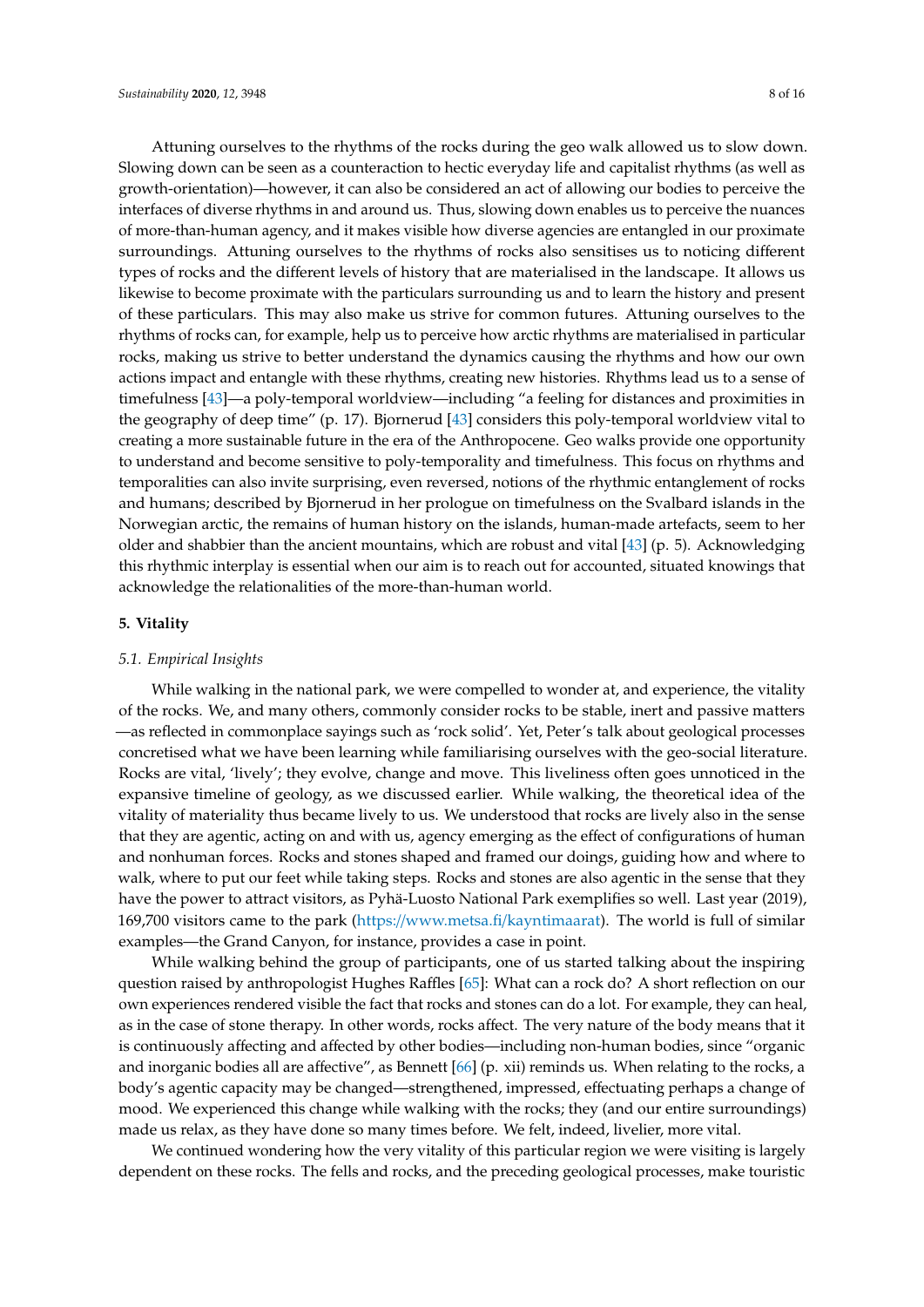Attuning ourselves to the rhythms of the rocks during the geo walk allowed us to slow down. Slowing down can be seen as a counteraction to hectic everyday life and capitalist rhythms (as well as growth-orientation)—however, it can also be considered an act of allowing our bodies to perceive the interfaces of diverse rhythms in and around us. Thus, slowing down enables us to perceive the nuances of more-than-human agency, and it makes visible how diverse agencies are entangled in our proximate surroundings. Attuning ourselves to the rhythms of rocks also sensitises us to noticing different types of rocks and the different levels of history that are materialised in the landscape. It allows us likewise to become proximate with the particulars surrounding us and to learn the history and present of these particulars. This may also make us strive for common futures. Attuning ourselves to the rhythms of rocks can, for example, help us to perceive how arctic rhythms are materialised in particular rocks, making us strive to better understand the dynamics causing the rhythms and how our own actions impact and entangle with these rhythms, creating new histories. Rhythms lead us to a sense of timefulness [43]—a poly-temporal worldview—including "a feeling for distances and proximities in the geography of deep time" (p. 17). Bjornerud [43] considers this poly-temporal worldview vital to creating a more sustainable future in the era of the Anthropocene. Geo walks provide one opportunity to understand and become sensitive to poly-temporality and timefulness. This focus on rhythms and temporalities can also invite surprising, even reversed, notions of the rhythmic entanglement of rocks and humans; described by Bjornerud in her prologue on timefulness on the Svalbard islands in the Norwegian arctic, the remains of human history on the islands, human-made artefacts, seem to her older and shabbier than the ancient mountains, which are robust and vital [43] (p. 5). Acknowledging this rhythmic interplay is essential when our aim is to reach out for accounted, situated knowings that acknowledge the relationalities of the more-than-human world.

## 5. Vitality

### *5.1. Empirical Insights*

While walking in the national park, we were compelled to wonder at, and experience, the vitality of the rocks. We, and many others, commonly consider rocks to be stable, inert and passive matters—as reflected in commonplace sayings such as 'rock solid'. Yet, Peter's talk about geological processes concretised what we have been learning while familiarising ourselves with the geo-social literature. Rocks are vital, 'lively'; they evolve, change and move. This liveliness often goes unnoticed in the expansive timeline of geology, as we discussed earlier. While walking, the theoretical idea of the vitality of materiality thus became lively to us. We understood that rocks are lively also in the sense that they are agentic, acting on and with us, agency emerging as the effect of configurations of human and nonhuman forces. Rocks and stones shaped and framed our doings, guiding how and where to walk, where to put our feet while taking steps. Rocks and stones are also agentic in the sense that they have the power to attract visitors, as Pyhä-Luosto National Park exemplifies so well. Last year (2019), 169,700 visitors came to the park (https://www.metsa.fi/kayntimaarat). The world is full of similar examples—the Grand Canyon, for instance, provides a case in point.

While walking behind the group of participants, one of us started talking about the inspiring question raised by anthropologist Hughes Raffles [65]: What can a rock do? A short reflection on our own experiences rendered visible the fact that rocks and stones can do a lot. For example, they can heal, as in the case of stone therapy. In other words, rocks affect. The very nature of the body means that it is continuously affecting and affected by other bodies—including non-human bodies, since "organic and inorganic bodies all are affective", as Bennett [66] (p. xii) reminds us. When relating to the rocks, a body's agentic capacity may be changed—strengthened, impressed, effectuating perhaps a change of mood. We experienced this change while walking with the rocks; they (and our entire surroundings) made us relax, as they have done so many times before. We felt, indeed, livelier, more vital.

We continued wondering how the very vitality of this particular region we were visiting is largely dependent on these rocks. The fells and rocks, and the preceding geological processes, make touristic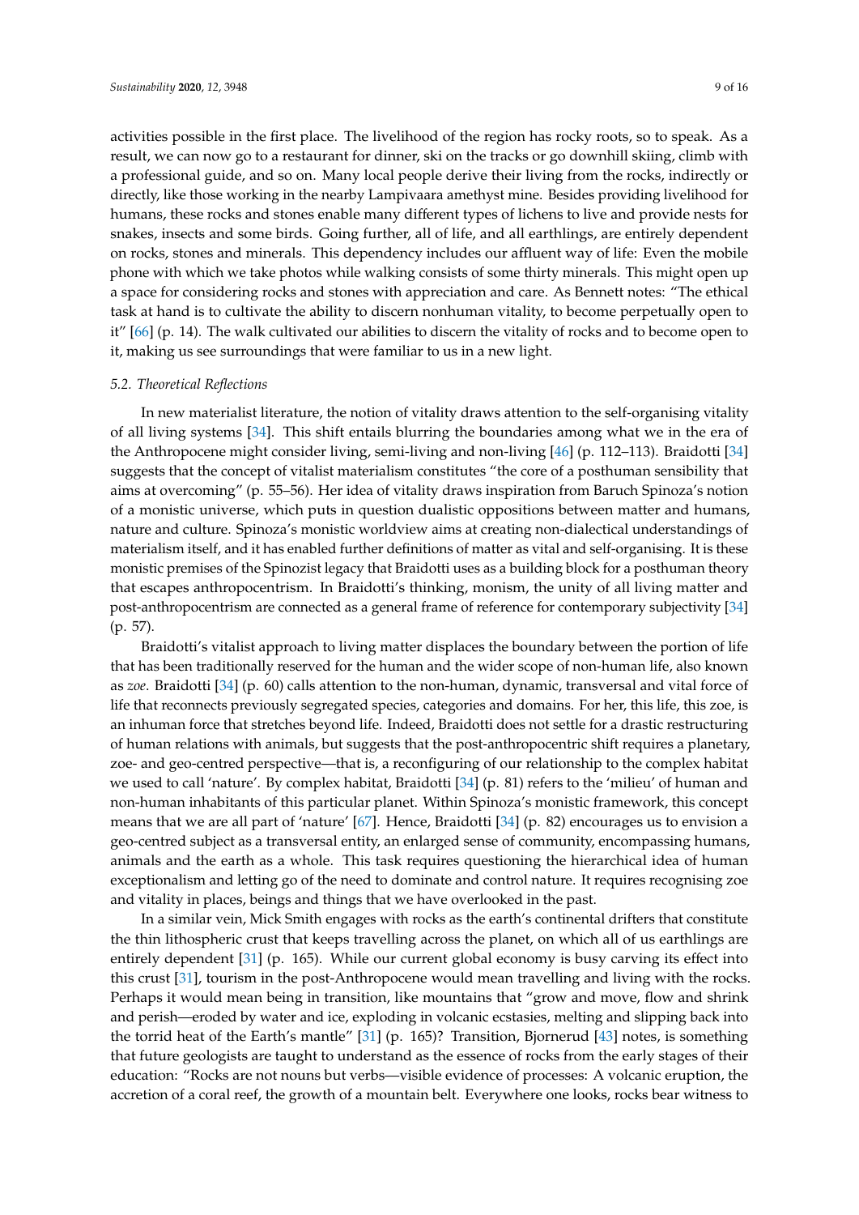activities possible in the first place. The livelihood of the region has rocky roots, so to speak. As a result, we can now go to a restaurant for dinner, ski on the tracks or go downhill skiing, climb with a professional guide, and so on. Many local people derive their living from the rocks, indirectly or directly, like those working in the nearby Lampivaara amethyst mine. Besides providing livelihood for humans, these rocks and stones enable many different types of lichens to live and provide nests for snakes, insects and some birds. Going further, all of life, and all earthlings, are entirely dependent on rocks, stones and minerals. This dependency includes our affluent way of life: Even the mobile phone with which we take photos while walking consists of some thirty minerals. This might open up a space for considering rocks and stones with appreciation and care. As Bennett notes: "The ethical task at hand is to cultivate the ability to discern nonhuman vitality, to become perpetually open to it" [66] (p. 14). The walk cultivated our abilities to discern the vitality of rocks and to become open to it, making us see surroundings that were familiar to us in a new light.

### 5.2. Theoretical Reflections

In new materialist literature, the notion of vitality draws attention to the self-organising vitality of all living systems [34]. This shift entails blurring the boundaries among what we in the era of the Anthropocene might consider living, semi-living and non-living [46] (p. 112–113). Braidotti [34] suggests that the concept of vitalist materialism constitutes "the core of a posthuman sensibility that aims at overcoming" (p. 55–56). Her idea of vitality draws inspiration from Baruch Spinoza's notion of a monistic universe, which puts in question dualistic oppositions between matter and humans, nature and culture. Spinoza's monistic worldview aims at creating non-dialectical understandings of materialism itself, and it has enabled further definitions of matter as vital and self-organising. It is these monistic premises of the Spinozist legacy that Braidotti uses as a building block for a posthuman theory that escapes anthropocentrism. In Braidotti's thinking, monism, the unity of all living matter and post-anthropocentrism are connected as a general frame of reference for contemporary subjectivity [34] (p. 57).

Braidotti's vitalist approach to living matter displaces the boundary between the portion of life that has been traditionally reserved for the human and the wider scope of non-human life, also known as *zoe*. Braidotti [34] (p. 60) calls attention to the non-human, dynamic, transversal and vital force of life that reconnects previously segregated species, categories and domains. For her, this life, this zoe, is an inhuman force that stretches beyond life. Indeed, Braidotti does not settle for a drastic restructuring of human relations with animals, but suggests that the post-anthropocentric shift requires a planetary, zoe- and geo-centred perspective—that is, a reconfiguring of our relationship to the complex habitat we used to call 'nature'. By complex habitat, Braidotti [34] (p. 81) refers to the 'milieu' of human and non-human inhabitants of this particular planet. Within Spinoza's monistic framework, this concept means that we are all part of 'nature' [67]. Hence, Braidotti [34] (p. 82) encourages us to envision a geo-centred subject as a transversal entity, an enlarged sense of community, encompassing humans, animals and the earth as a whole. This task requires questioning the hierarchical idea of human exceptionalism and letting go of the need to dominate and control nature. It requires recognising zoe and vitality in places, beings and things that we have overlooked in the past.

In a similar vein, Mick Smith engages with rocks as the earth's continental drifters that constitute the thin lithospheric crust that keeps travelling across the planet, on which all of us earthlings are entirely dependent [31] (p. 165). While our current global economy is busy carving its effect into this crust [31], tourism in the post-Anthropocene would mean travelling and living with the rocks. Perhaps it would mean being in transition, like mountains that "grow and move, flow and shrink and perish—eroded by water and ice, exploding in volcanic ecstasies, melting and slipping back into the torrid heat of the Earth's mantle" [31] (p. 165)? Transition, Bjornerud [43] notes, is something that future geologists are taught to understand as the essence of rocks from the early stages of their education: "Rocks are not nouns but verbs—visible evidence of processes: A volcanic eruption, the accretion of a coral reef, the growth of a mountain belt. Everywhere one looks, rocks bear witness to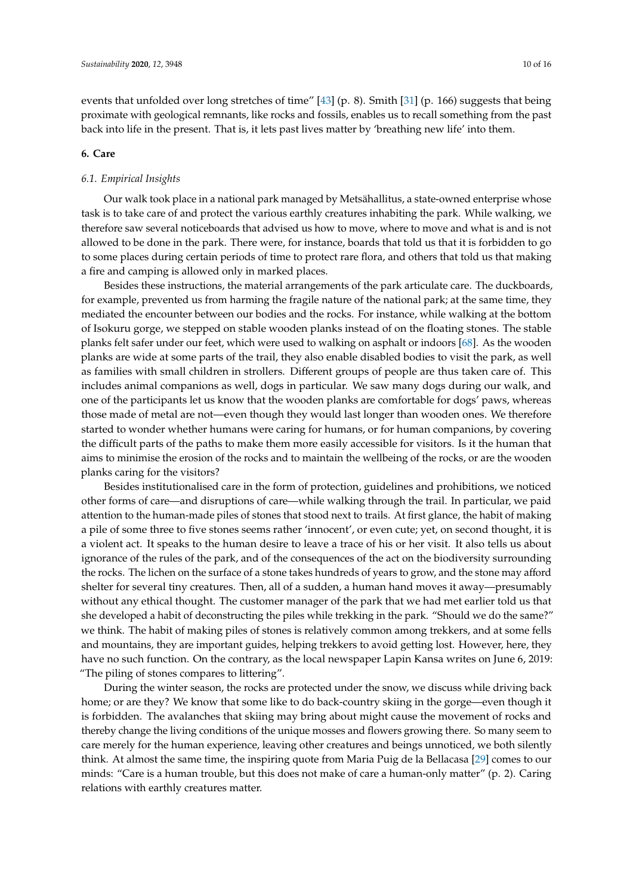events that unfolded over long stretches of time" [43] (p. 8). Smith [31] (p. 166) suggests that being proximate with geological remnants, like rocks and fossils, enables us to recall something from the past back into life in the present. That is, it lets past lives matter by 'breathing new life' into them.

## 6. Care

### *6.1. Empirical Insights*

Our walk took place in a national park managed by Metsähallitus, a state-owned enterprise whose task is to take care of and protect the various earthly creatures inhabiting the park. While walking, we therefore saw several noticeboards that advised us how to move, where to move and what is and is not allowed to be done in the park. There were, for instance, boards that told us that it is forbidden to go to some places during certain periods of time to protect rare flora, and others that told us that making a fire and camping is allowed only in marked places.

Besides these instructions, the material arrangements of the park articulate care. The duckboards, for example, prevented us from harming the fragile nature of the national park; at the same time, they mediated the encounter between our bodies and the rocks. For instance, while walking at the bottom of Isokuru gorge, we stepped on stable wooden planks instead of on the floating stones. The stable planks felt safer under our feet, which were used to walking on asphalt or indoors [68]. As the wooden planks are wide at some parts of the trail, they also enable disabled bodies to visit the park, as well as families with small children in strollers. Different groups of people are thus taken care of. This includes animal companions as well, dogs in particular. We saw many dogs during our walk, and one of the participants let us know that the wooden planks are comfortable for dogs' paws, whereas those made of metal are not—even though they would last longer than wooden ones. We therefore started to wonder whether humans were caring for humans, or for human companions, by covering the difficult parts of the paths to make them more easily accessible for visitors. Is it the human that aims to minimise the erosion of the rocks and to maintain the wellbeing of the rocks, or are the wooden planks caring for the visitors?

Besides institutionalised care in the form of protection, guidelines and prohibitions, we noticed other forms of care—and disruptions of care—while walking through the trail. In particular, we paid attention to the human-made piles of stones that stood next to trails. At first glance, the habit of making a pile of some three to five stones seems rather 'innocent', or even cute; yet, on second thought, it is a violent act. It speaks to the human desire to leave a trace of his or her visit. It also tells us about ignorance of the rules of the park, and of the consequences of the act on the biodiversity surrounding the rocks. The lichen on the surface of a stone takes hundreds of years to grow, and the stone may afford shelter for several tiny creatures. Then, all of a sudden, a human hand moves it away—presumably without any ethical thought. The customer manager of the park that we had met earlier told us that she developed a habit of deconstructing the piles while trekking in the park. "Should we do the same?" we think. The habit of making piles of stones is relatively common among trekkers, and at some fells and mountains, they are important guides, helping trekkers to avoid getting lost. However, here, they have no such function. On the contrary, as the local newspaper Lapin Kansa writes on June 6, 2019: "The piling of stones compares to littering".

During the winter season, the rocks are protected under the snow, we discuss while driving back home; or are they? We know that some like to do back-country skiing in the gorge—even though it is forbidden. The avalanches that skiing may bring about might cause the movement of rocks and thereby change the living conditions of the unique mosses and flowers growing there. So many seem to care merely for the human experience, leaving other creatures and beings unnoticed, we both silently think. At almost the same time, the inspiring quote from Maria Puig de la Bellacasa [29] comes to our minds: "Care is a human trouble, but this does not make of care a human-only matter" (p. 2). Caring relations with earthly creatures matter.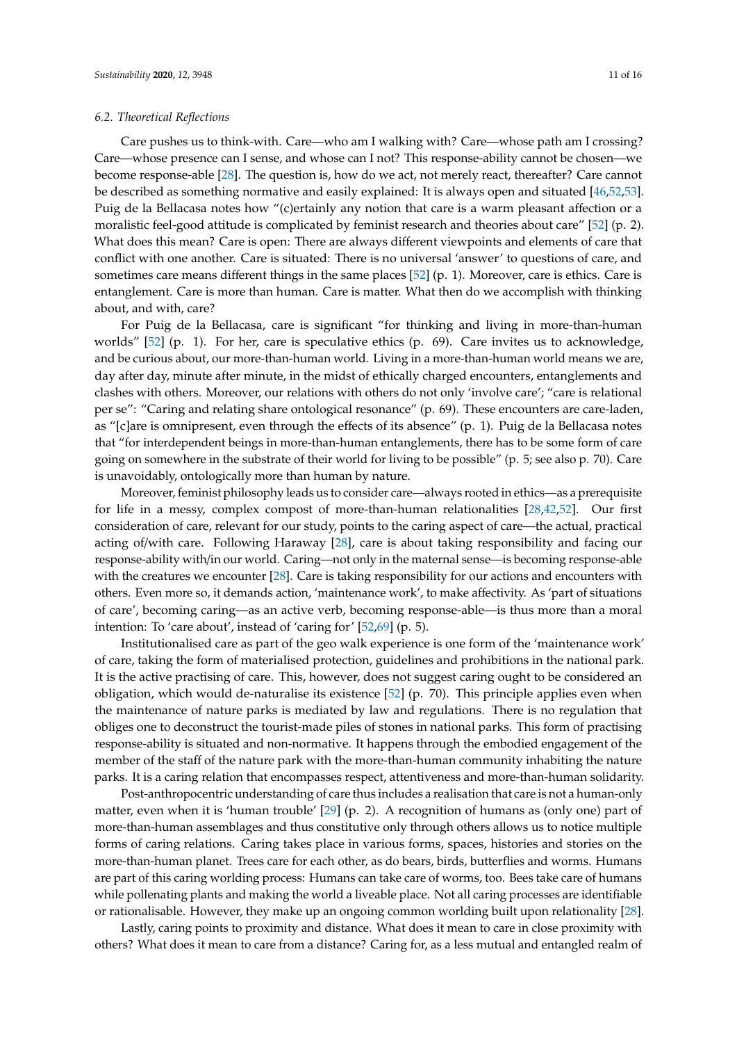### 6.2. Theoretical Reflections

Care pushes us to think-with. Care—who am I walking with? Care—whose path am I crossing? Care—whose presence can I sense, and whose can I not? This response-ability cannot be chosen—we become response-able [28]. The question is, how do we act, not merely react, thereafter? Care cannot be described as something normative and easily explained: It is always open and situated [46,52,53]. Puig de la Bellacasa notes how "(c)ertainly any notion that care is a warm pleasant affection or a moralistic feel-good attitude is complicated by feminist research and theories about care" [52] (p. 2). What does this mean? Care is open: There are always different viewpoints and elements of care that conflict with one another. Care is situated: There is no universal 'answer' to questions of care, and sometimes care means different things in the same places [52] (p. 1). Moreover, care is ethics. Care is entanglement. Care is more than human. Care is matter. What then do we accomplish with thinking about, and with, care?

For Puig de la Bellacasa, care is significant "for thinking and living in more-than-human worlds" [52] (p. 1). For her, care is speculative ethics (p. 69). Care invites us to acknowledge, and be curious about, our more-than-human world. Living in a more-than-human world means we are, day after day, minute after minute, in the midst of ethically charged encounters, entanglements and clashes with others. Moreover, our relations with others do not only 'involve care'; "care is relational per se": "Caring and relating share ontological resonance" (p. 69). These encounters are care-laden, as "[c]are is omnipresent, even through the effects of its absence" (p. 1). Puig de la Bellacasa notes that "for interdependent beings in more-than-human entanglements, there has to be some form of care going on somewhere in the substrate of their world for living to be possible" (p. 5; see also p. 70). Care is unavoidably, ontologically more than human by nature.

Moreover, feminist philosophy leads us to consider care—always rooted in ethics—as a prerequisite for life in a messy, complex compost of more-than-human relationalities [28,42,52]. Our first consideration of care, relevant for our study, points to the caring aspect of care—the actual, practical acting of/with care. Following Haraway [28], care is about taking responsibility and facing our response-ability with/in our world. Caring—not only in the maternal sense—is becoming response-able with the creatures we encounter [28]. Care is taking responsibility for our actions and encounters with others. Even more so, it demands action, 'maintenance work', to make affectivity. As 'part of situations of care', becoming caring—as an active verb, becoming response-able—is thus more than a moral intention: To 'care about', instead of 'caring for' [52,69] (p. 5).

Institutionalised care as part of the geo walk experience is one form of the 'maintenance work' of care, taking the form of materialised protection, guidelines and prohibitions in the national park. It is the active practising of care. This, however, does not suggest caring ought to be considered an obligation, which would de-naturalise its existence [52] (p. 70). This principle applies even when the maintenance of nature parks is mediated by law and regulations. There is no regulation that obliges one to deconstruct the tourist-made piles of stones in national parks. This form of practising response-ability is situated and non-normative. It happens through the embodied engagement of the member of the staff of the nature park with the more-than-human community inhabiting the nature parks. It is a caring relation that encompasses respect, attentiveness and more-than-human solidarity.

Post-anthropocentric understanding of care thus includes a realisation that care is not a human-only matter, even when it is 'human trouble' [29] (p. 2). A recognition of humans as (only one) part of more-than-human assemblages and thus constitutive only through others allows us to notice multiple forms of caring relations. Caring takes place in various forms, spaces, histories and stories on the more-than-human planet. Trees care for each other, as do bears, birds, butterflies and worms. Humans are part of this caring worlding process: Humans can take care of worms, too. Bees take care of humans while pollenating plants and making the world a liveable place. Not all caring processes are identifiable or rationalisable. However, they make up an ongoing common worlding built upon relationality [28].

Lastly, caring points to proximity and distance. What does it mean to care in close proximity with others? What does it mean to care from a distance? Caring for, as a less mutual and entangled realm of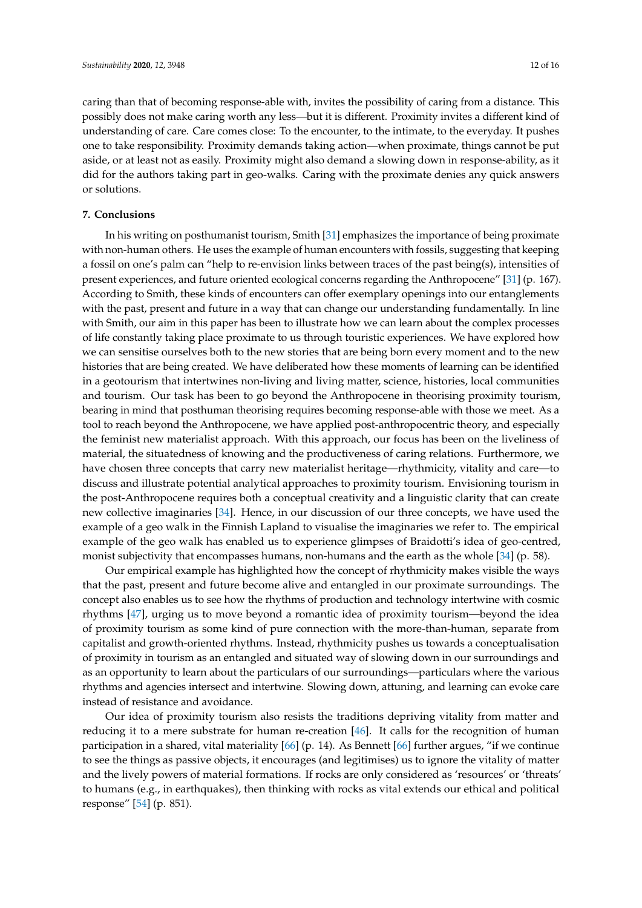caring than that of becoming response-able with, invites the possibility of caring from a distance. This possibly does not make caring worth any less—but it is different. Proximity invites a different kind of understanding of care. Care comes close: To the encounter, to the intimate, to the everyday. It pushes one to take responsibility. Proximity demands taking action—when proximate, things cannot be put aside, or at least not as easily. Proximity might also demand a slowing down in response-ability, as it did for the authors taking part in geo-walks. Caring with the proximate denies any quick answers or solutions.

## 7. Conclusions

In his writing on posthumanist tourism, Smith [31] emphasizes the importance of being proximate with non-human others. He uses the example of human encounters with fossils, suggesting that keeping a fossil on one's palm can "help to re-envision links between traces of the past being(s), intensities of present experiences, and future oriented ecological concerns regarding the Anthropocene" [31] (p. 167). According to Smith, these kinds of encounters can offer exemplary openings into our entanglements with the past, present and future in a way that can change our understanding fundamentally. In line with Smith, our aim in this paper has been to illustrate how we can learn about the complex processes of life constantly taking place proximate to us through touristic experiences. We have explored how we can sensitise ourselves both to the new stories that are being born every moment and to the new histories that are being created. We have deliberated how these moments of learning can be identified in a geotourism that intertwines non-living and living matter, science, histories, local communities and tourism. Our task has been to go beyond the Anthropocene in theorising proximity tourism, bearing in mind that posthuman theorising requires becoming response-able with those we meet. As a tool to reach beyond the Anthropocene, we have applied post-anthropocentric theory, and especially the feminist new materialist approach. With this approach, our focus has been on the liveliness of material, the situatedness of knowing and the productiveness of caring relations. Furthermore, we have chosen three concepts that carry new materialist heritage—rhythmicity, vitality and care—to discuss and illustrate potential analytical approaches to proximity tourism. Envisioning tourism in the post-Anthropocene requires both a conceptual creativity and a linguistic clarity that can create new collective imaginaries [34]. Hence, in our discussion of our three concepts, we have used the example of a geo walk in the Finnish Lapland to visualise the imaginaries we refer to. The empirical example of the geo walk has enabled us to experience glimpses of Braidotti's idea of geo-centred, monist subjectivity that encompasses humans, non-humans and the earth as the whole [34] (p. 58).

Our empirical example has highlighted how the concept of rhythmicity makes visible the ways that the past, present and future become alive and entangled in our proximate surroundings. The concept also enables us to see how the rhythms of production and technology intertwine with cosmic rhythms [47], urging us to move beyond a romantic idea of proximity tourism—beyond the idea of proximity tourism as some kind of pure connection with the more-than-human, separate from capitalist and growth-oriented rhythms. Instead, rhythmicity pushes us towards a conceptualisation of proximity in tourism as an entangled and situated way of slowing down in our surroundings and as an opportunity to learn about the particulars of our surroundings—particulars where the various rhythms and agencies intersect and intertwine. Slowing down, attuning, and learning can evoke care instead of resistance and avoidance.

Our idea of proximity tourism also resists the traditions depriving vitality from matter and reducing it to a mere substrate for human re-creation [46]. It calls for the recognition of human participation in a shared, vital materiality [66] (p. 14). As Bennett [66] further argues, "if we continue to see the things as passive objects, it encourages (and legitimises) us to ignore the vitality of matter and the lively powers of material formations. If rocks are only considered as 'resources' or 'threats' to humans (e.g., in earthquakes), then thinking with rocks as vital extends our ethical and political response" [54] (p. 851).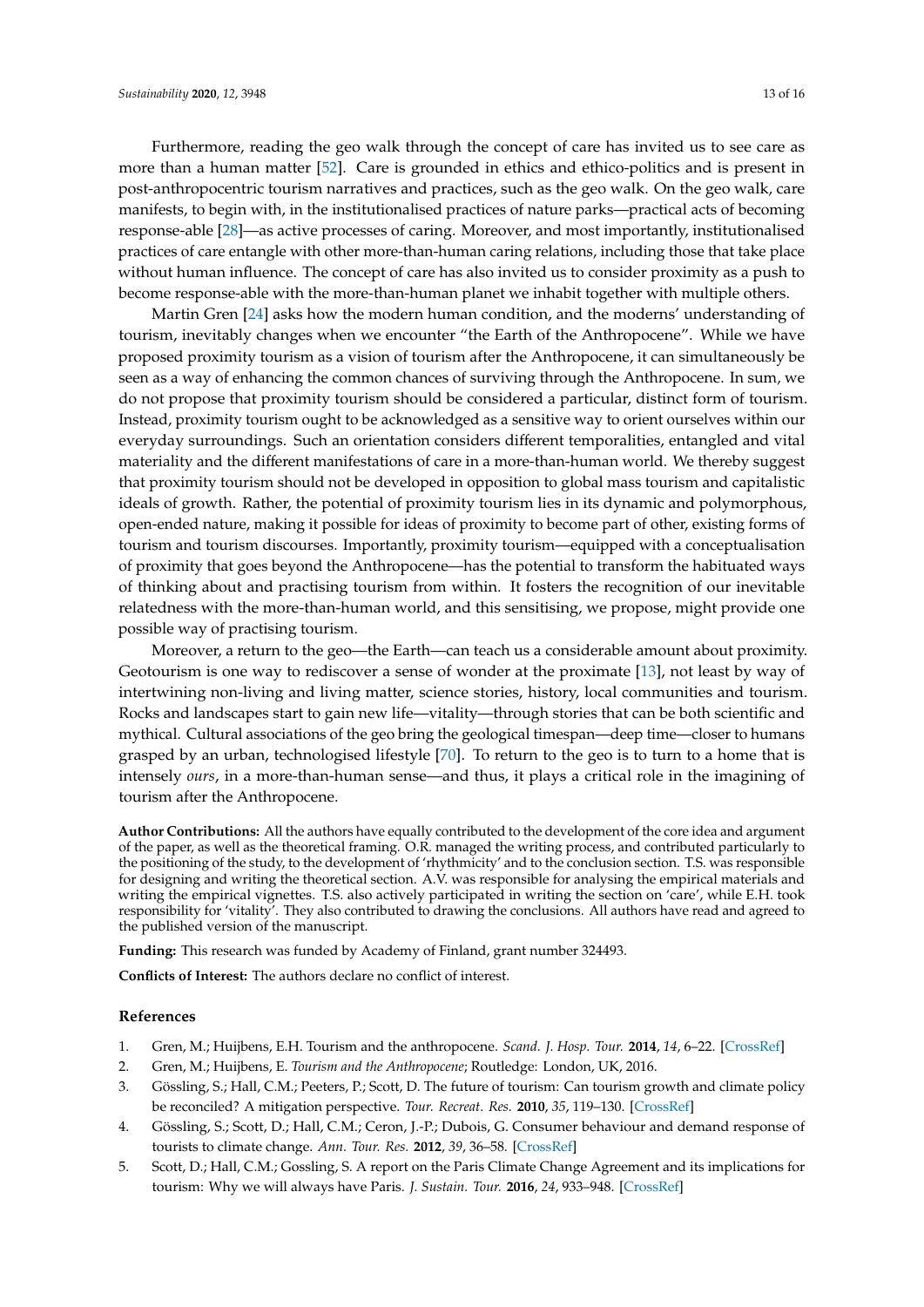Furthermore, reading the geo walk through the concept of care has invited us to see care as more than a human matter [52]. Care is grounded in ethics and ethico-politics and is present in post-anthropocentric tourism narratives and practices, such as the geo walk. On the geo walk, care manifests, to begin with, in the institutionalised practices of nature parks—practical acts of becoming response-able [28]—as active processes of caring. Moreover, and most importantly, institutionalised practices of care entangle with other more-than-human caring relations, including those that take place without human influence. The concept of care has also invited us to consider proximity as a push to become response-able with the more-than-human planet we inhabit together with multiple others.

Martin Gren [24] asks how the modern human condition, and the moderns' understanding of tourism, inevitably changes when we encounter "the Earth of the Anthropocene". While we have proposed proximity tourism as a vision of tourism after the Anthropocene, it can simultaneously be seen as a way of enhancing the common chances of surviving through the Anthropocene. In sum, we do not propose that proximity tourism should be considered a particular, distinct form of tourism. Instead, proximity tourism ought to be acknowledged as a sensitive way to orient ourselves within our everyday surroundings. Such an orientation considers different temporalities, entangled and vital materiality and the different manifestations of care in a more-than-human world. We thereby suggest that proximity tourism should not be developed in opposition to global mass tourism and capitalistic ideals of growth. Rather, the potential of proximity tourism lies in its dynamic and polymorphous, open-ended nature, making it possible for ideas of proximity to become part of other, existing forms of tourism and tourism discourses. Importantly, proximity tourism—equipped with a conceptualisation of proximity that goes beyond the Anthropocene—has the potential to transform the habituated ways of thinking about and practising tourism from within. It fosters the recognition of our inevitable relatedness with the more-than-human world, and this sensitising, we propose, might provide one possible way of practising tourism.

Moreover, a return to the geo—the Earth—can teach us a considerable amount about proximity. Geotourism is one way to rediscover a sense of wonder at the proximate [13], not least by way of intertwining non-living and living matter, science stories, history, local communities and tourism. Rocks and landscapes start to gain new life—vitality—through stories that can be both scientific and mythical. Cultural associations of the geo bring the geological timespan—deep time—closer to humans grasped by an urban, technologised lifestyle [70]. To return to the geo is to turn to a home that is intensely *ours*, in a more-than-human sense—and thus, it plays a critical role in the imagining of tourism after the Anthropocene.

**Author Contributions:** All the authors have equally contributed to the development of the core idea and argument of the paper, as well as the theoretical framing. O.R. managed the writing process, and contributed particularly to the positioning of the study, to the development of 'rhythmicity' and to the conclusion section. T.S. was responsible for designing and writing the theoretical section. A.V. was responsible for analysing the empirical materials and writing the empirical vignettes. T.S. also actively participated in writing the section on 'care', while E.H. took responsibility for 'vitality'. They also contributed to drawing the conclusions. All authors have read and agreed to the published version of the manuscript.

**Funding:** This research was funded by Academy of Finland, grant number 324493.

**Conflicts of Interest:** The authors declare no conflict of interest.

## References

1. Gren, M.; Huijbens, E.H. Tourism and the anthropocene. *Scand. J. Hosp. Tour.* **2014**, *14*, 6–22. [CrossRef]
2. Gren, M.; Huijbens, E. *Tourism and the Anthropocene*; Routledge: London, UK, 2016.
3. Gössling, S.; Hall, C.M.; Peeters, P.; Scott, D. The future of tourism: Can tourism growth and climate policy be reconciled? A mitigation perspective. *Tour. Recreat. Res.* **2010**, *35*, 119–130. [CrossRef]
4. Gössling, S.; Scott, D.; Hall, C.M.; Ceron, J.-P.; Dubois, G. Consumer behaviour and demand response of tourists to climate change. *Ann. Tour. Res.* **2012**, *39*, 36–58. [CrossRef]
5. Scott, D.; Hall, C.M.; Gossling, S. A report on the Paris Climate Change Agreement and its implications for tourism: Why we will always have Paris. *J. Sustain. Tour.* **2016**, *24*, 933–948. [CrossRef]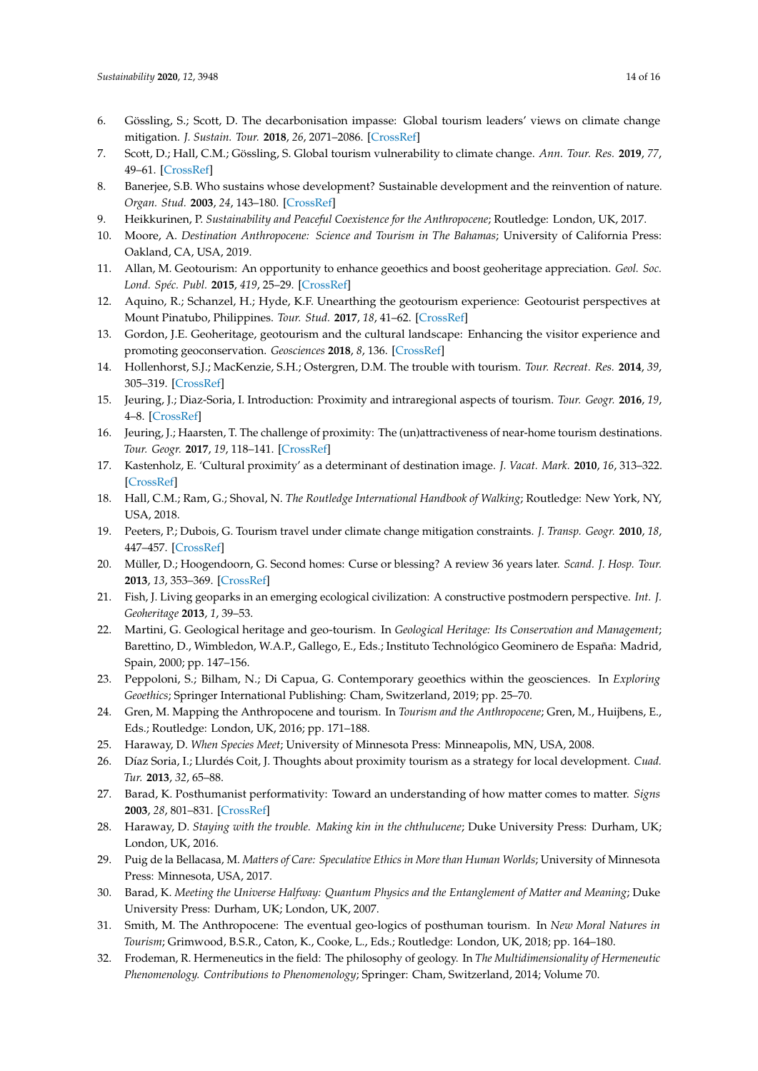6. Gössling, S.; Scott, D. The decarbonisation impasse: Global tourism leaders' views on climate change mitigation. *J. Sustain. Tour.* **2018**, *26*, 2071–2086. [CrossRef]
7. Scott, D.; Hall, C.M.; Gössling, S. Global tourism vulnerability to climate change. *Ann. Tour. Res.* **2019**, *77*, 49–61. [CrossRef]
8. Banerjee, S.B. Who sustains whose development? Sustainable development and the reinvention of nature. *Organ. Stud.* **2003**, *24*, 143–180. [CrossRef]
9. Heikkurinen, P. *Sustainability and Peaceful Coexistence for the Anthropocene*; Routledge: London, UK, 2017.
10. Moore, A. *Destination Anthropocene: Science and Tourism in The Bahamas*; University of California Press: Oakland, CA, USA, 2019.
11. Allan, M. Geotourism: An opportunity to enhance geoethics and boost geoheritage appreciation. *Geol. Soc. Lond. Spéc. Publ.* **2015**, *419*, 25–29. [CrossRef]
12. Aquino, R.; Schanzel, H.; Hyde, K.F. Unearthing the geotourism experience: Geotourist perspectives at Mount Pinatubo, Philippines. *Tour. Stud.* **2017**, *18*, 41–62. [CrossRef]
13. Gordon, J.E. Geoheritage, geotourism and the cultural landscape: Enhancing the visitor experience and promoting geoconservation. *Geosciences* **2018**, *8*, 136. [CrossRef]
14. Hollenhorst, S.J.; MacKenzie, S.H.; Ostergren, D.M. The trouble with tourism. *Tour. Recreat. Res.* **2014**, *39*, 305–319. [CrossRef]
15. Jeuring, J.; Diaz-Soria, I. Introduction: Proximity and intraregional aspects of tourism. *Tour. Geogr.* **2016**, *19*, 4–8. [CrossRef]
16. Jeuring, J.; Haarsten, T. The challenge of proximity: The (un)attractiveness of near-home tourism destinations. *Tour. Geogr.* **2017**, *19*, 118–141. [CrossRef]
17. Kastenholz, E. 'Cultural proximity' as a determinant of destination image. *J. Vacat. Mark.* **2010**, *16*, 313–322. [CrossRef]
18. Hall, C.M.; Ram, G.; Shoval, N. *The Routledge International Handbook of Walking*; Routledge: New York, NY, USA, 2018.
19. Peeters, P.; Dubois, G. Tourism travel under climate change mitigation constraints. *J. Transp. Geogr.* **2010**, *18*, 447–457. [CrossRef]
20. Müller, D.; Hoogendoorn, G. Second homes: Curse or blessing? A review 36 years later. *Scand. J. Hosp. Tour.* **2013**, *13*, 353–369. [CrossRef]
21. Fish, J. Living geoparks in an emerging ecological civilization: A constructive postmodern perspective. *Int. J. Geoheritage* **2013**, *1*, 39–53.
22. Martini, G. Geological heritage and geo-tourism. In *Geological Heritage: Its Conservation and Management*; Barettino, D., Wimbledon, W.A.P., Gallego, E., Eds.; Instituto Technológico Geominero de España: Madrid, Spain, 2000; pp. 147–156.
23. Peppoloni, S.; Bilham, N.; Di Capua, G. Contemporary geoethics within the geosciences. In *Exploring Geoethics*; Springer International Publishing: Cham, Switzerland, 2019; pp. 25–70.
24. Gren, M. Mapping the Anthropocene and tourism. In *Tourism and the Anthropocene*; Gren, M., Huijbens, E., Eds.; Routledge: London, UK, 2016; pp. 171–188.
25. Haraway, D. *When Species Meet*; University of Minnesota Press: Minneapolis, MN, USA, 2008.
26. Díaz Soria, I.; Llurdés Coit, J. Thoughts about proximity tourism as a strategy for local development. *Cuad. Tur.* **2013**, *32*, 65–88.
27. Barad, K. Posthumanist performativity: Toward an understanding of how matter comes to matter. *Signs* **2003**, *28*, 801–831. [CrossRef]
28. Haraway, D. *Staying with the trouble. Making kin in the chthulucene*; Duke University Press: Durham, UK; London, UK, 2016.
29. Puig de la Bellacasa, M. *Matters of Care: Speculative Ethics in More than Human Worlds*; University of Minnesota Press: Minnesota, USA, 2017.
30. Barad, K. *Meeting the Universe Halfway: Quantum Physics and the Entanglement of Matter and Meaning*; Duke University Press: Durham, UK; London, UK, 2007.
31. Smith, M. The Anthropocene: The eventual geo-logics of posthuman tourism. In *New Moral Natures in Tourism*; Grimwood, B.S.R., Caton, K., Cooke, L., Eds.; Routledge: London, UK, 2018; pp. 164–180.
32. Frodeman, R. Hermeneutics in the field: The philosophy of geology. In *The Multidimensionality of Hermeneutic Phenomenology. Contributions to Phenomenology*; Springer: Cham, Switzerland, 2014; Volume 70.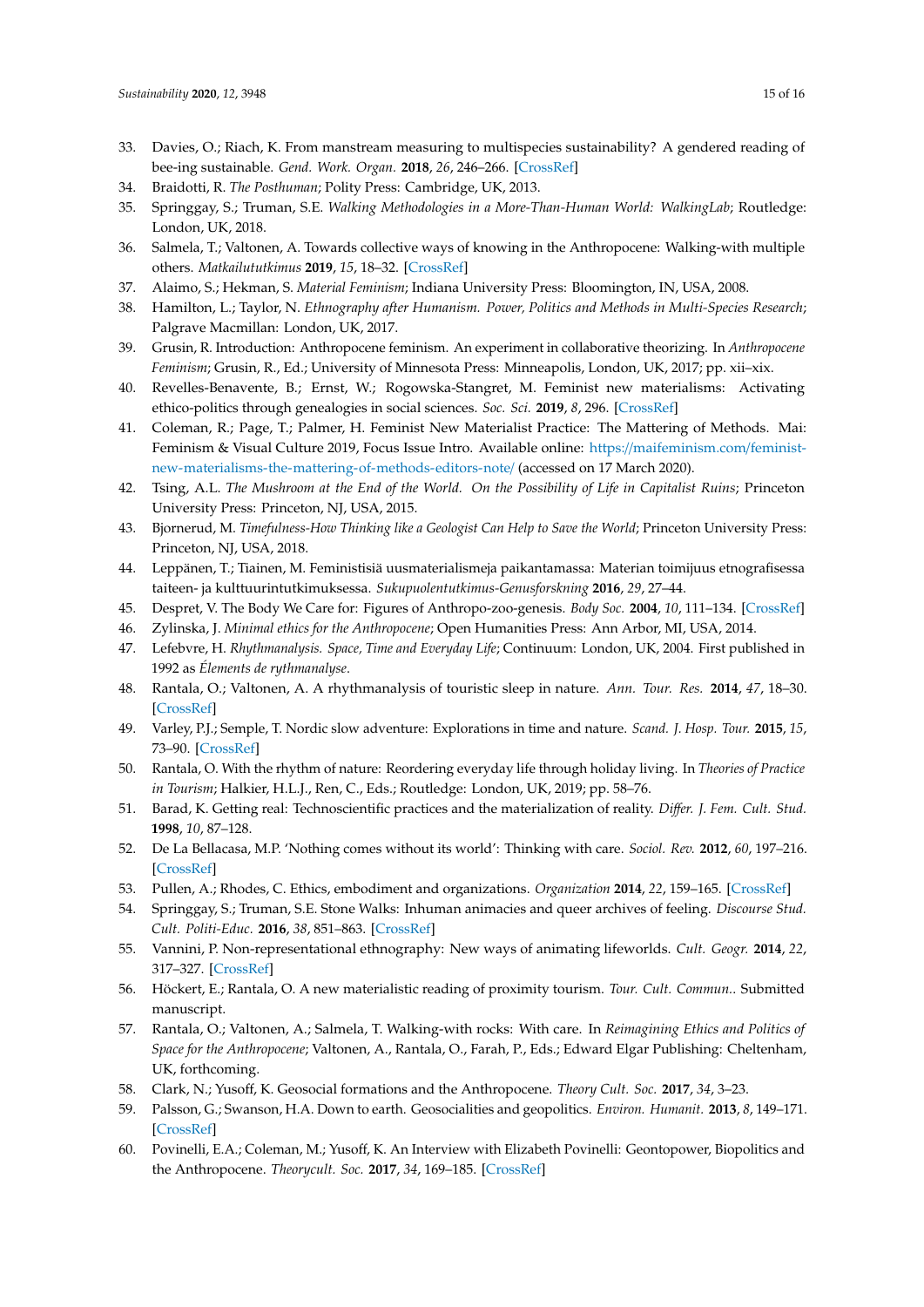33. Davies, O.; Riach, K. From manstream measuring to multispecies sustainability? A gendered reading of bee-ing sustainable. *Gend. Work. Organ.* **2018**, *26*, 246–266. [CrossRef]
34. Braidotti, R. *The Posthuman*; Polity Press: Cambridge, UK, 2013.
35. Springgay, S.; Truman, S.E. *Walking Methodologies in a More-Than-Human World: WalkingLab*; Routledge: London, UK, 2018.
36. Salmela, T.; Valtonen, A. Towards collective ways of knowing in the Anthropocene: Walking-with multiple others. *Matkailututkimus* **2019**, *15*, 18–32. [CrossRef]
37. Alaimo, S.; Hekman, S. *Material Feminism*; Indiana University Press: Bloomington, IN, USA, 2008.
38. Hamilton, L.; Taylor, N. *Ethnography after Humanism. Power, Politics and Methods in Multi-Species Research*; Palgrave Macmillan: London, UK, 2017.
39. Grusin, R. Introduction: Anthropocene feminism. An experiment in collaborative theorizing. In *Anthropocene Feminism*; Grusin, R., Ed.; University of Minnesota Press: Minneapolis, London, UK, 2017; pp. xii–xix.
40. Revelles-Benavente, B.; Ernst, W.; Rogowska-Stangret, M. Feminist new materialisms: Activating ethico-politics through genealogies in social sciences. *Soc. Sci.* **2019**, *8*, 296. [CrossRef]
41. Coleman, R.; Page, T.; Palmer, H. Feminist New Materialist Practice: The Mattering of Methods. Mai: Feminism & Visual Culture 2019, Focus Issue Intro. Available online: https://maifeminism.com/feminist-new-materialisms-the-mattering-of-methods-editors-note/ (accessed on 17 March 2020).
42. Tsing, A.L. *The Mushroom at the End of the World. On the Possibility of Life in Capitalist Ruins*; Princeton University Press: Princeton, NJ, USA, 2015.
43. Bjornerud, M. *Timefulness-How Thinking like a Geologist Can Help to Save the World*; Princeton University Press: Princeton, NJ, USA, 2018.
44. Leppänen, T.; Tiainen, M. Feministisiä uusmaterialismeja paikantamassa: Materian toimijuus etnografisessa taiteen- ja kulttuurintutkimuksessa. *Sukupuolentutkimus-Genusforskning* **2016**, *29*, 27–44.
45. Despret, V. The Body We Care for: Figures of Anthropo-zoo-genesis. *Body Soc.* **2004**, *10*, 111–134. [CrossRef]
46. Zylinska, J. *Minimal ethics for the Anthropocene*; Open Humanities Press: Ann Arbor, MI, USA, 2014.
47. Lefebvre, H. *Rhythmanalysis. Space, Time and Everyday Life*; Continuum: London, UK, 2004. First published in 1992 as *Élements de rythmanalyse*.
48. Rantala, O.; Valtonen, A. A rhythmanalysis of touristic sleep in nature. *Ann. Tour. Res.* **2014**, *47*, 18–30. [CrossRef]
49. Varley, P.J.; Semple, T. Nordic slow adventure: Explorations in time and nature. *Scand. J. Hosp. Tour.* **2015**, *15*, 73–90. [CrossRef]
50. Rantala, O. With the rhythm of nature: Reordering everyday life through holiday living. In *Theories of Practice in Tourism*; Halkier, H.L.J., Ren, C., Eds.; Routledge: London, UK, 2019; pp. 58–76.
51. Barad, K. Getting real: Technoscientific practices and the materialization of reality. *Differ. J. Fem. Cult. Stud.* **1998**, *10*, 87–128.
52. De La Bellacasa, M.P. 'Nothing comes without its world': Thinking with care. *Sociol. Rev.* **2012**, *60*, 197–216. [CrossRef]
53. Pullen, A.; Rhodes, C. Ethics, embodiment and organizations. *Organization* **2014**, *22*, 159–165. [CrossRef]
54. Springgay, S.; Truman, S.E. Stone Walks: Inhuman animacies and queer archives of feeling. *Discourse Stud. Cult. Politi-Educ.* **2016**, *38*, 851–863. [CrossRef]
55. Vannini, P. Non-representational ethnography: New ways of animating lifeworlds. *Cult. Geogr.* **2014**, *22*, 317–327. [CrossRef]
56. Höckert, E.; Rantala, O. A new materialistic reading of proximity tourism. *Tour. Cult. Commun.*. Submitted manuscript.
57. Rantala, O.; Valtonen, A.; Salmela, T. Walking-with rocks: With care. In *Reimagining Ethics and Politics of Space for the Anthropocene*; Valtonen, A., Rantala, O., Farah, P., Eds.; Edward Elgar Publishing: Cheltenham, UK, forthcoming.
58. Clark, N.; Yusoff, K. Geosocial formations and the Anthropocene. *Theory Cult. Soc.* **2017**, *34*, 3–23.
59. Palsson, G.; Swanson, H.A. Down to earth. Geosocialities and geopolitics. *Environ. Humanit.* **2013**, *8*, 149–171. [CrossRef]
60. Povinelli, E.A.; Coleman, M.; Yusoff, K. An Interview with Elizabeth Povinelli: Geontopower, Biopolitics and the Anthropocene. *Theorycult. Soc.* **2017**, *34*, 169–185. [CrossRef]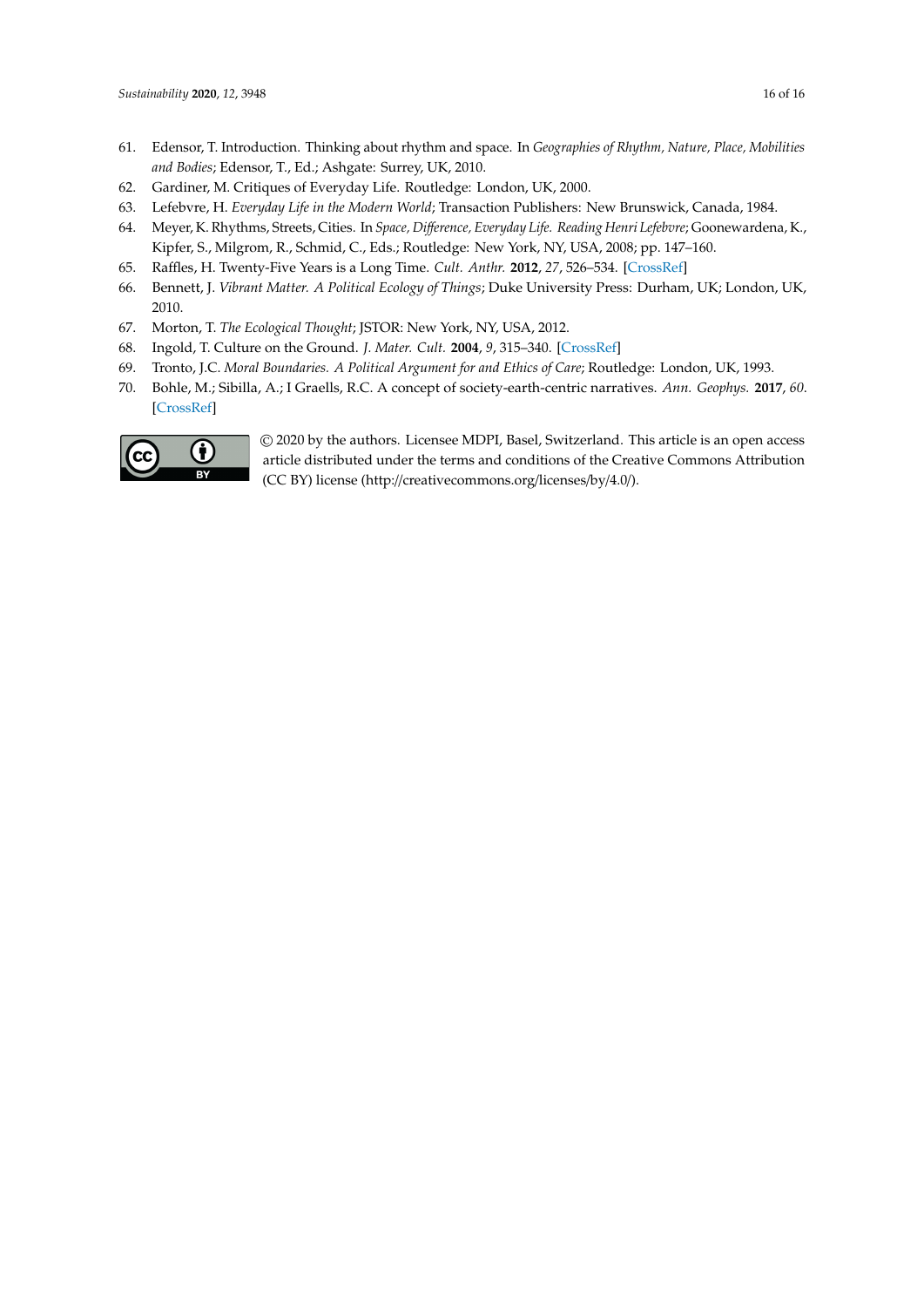61. Edensor, T. Introduction. Thinking about rhythm and space. In *Geographies of Rhythm, Nature, Place, Mobilities and Bodies*; Edensor, T., Ed.; Ashgate: Surrey, UK, 2010.
62. Gardiner, M. Critiques of Everyday Life. Routledge: London, UK, 2000.
63. Lefebvre, H. *Everyday Life in the Modern World*; Transaction Publishers: New Brunswick, Canada, 1984.
64. Meyer, K. Rhythms, Streets, Cities. In *Space, Difference, Everyday Life. Reading Henri Lefebvre*; Goonewardena, K., Kipfer, S., Milgrom, R., Schmid, C., Eds.; Routledge: New York, NY, USA, 2008; pp. 147–160.
65. Raffles, H. Twenty-Five Years is a Long Time. *Cult. Anthr.* **2012**, *27*, 526–534. [CrossRef]
66. Bennett, J. *Vibrant Matter. A Political Ecology of Things*; Duke University Press: Durham, UK; London, UK, 2010.
67. Morton, T. *The Ecological Thought*; JSTOR: New York, NY, USA, 2012.
68. Ingold, T. Culture on the Ground. *J. Mater. Cult.* **2004**, *9*, 315–340. [CrossRef]
69. Tronto, J.C. *Moral Boundaries. A Political Argument for and Ethics of Care*; Routledge: London, UK, 1993.
70. Bohle, M.; Sibilla, A.; I Graells, R.C. A concept of society-earth-centric narratives. *Ann. Geophys.* **2017**, *60*. [CrossRef]

© 2020 by the authors. Licensee MDPI, Basel, Switzerland. This article is an open access article distributed under the terms and conditions of the Creative Commons Attribution (CC BY) license (http://creativecommons.org/licenses/by/4.0/).